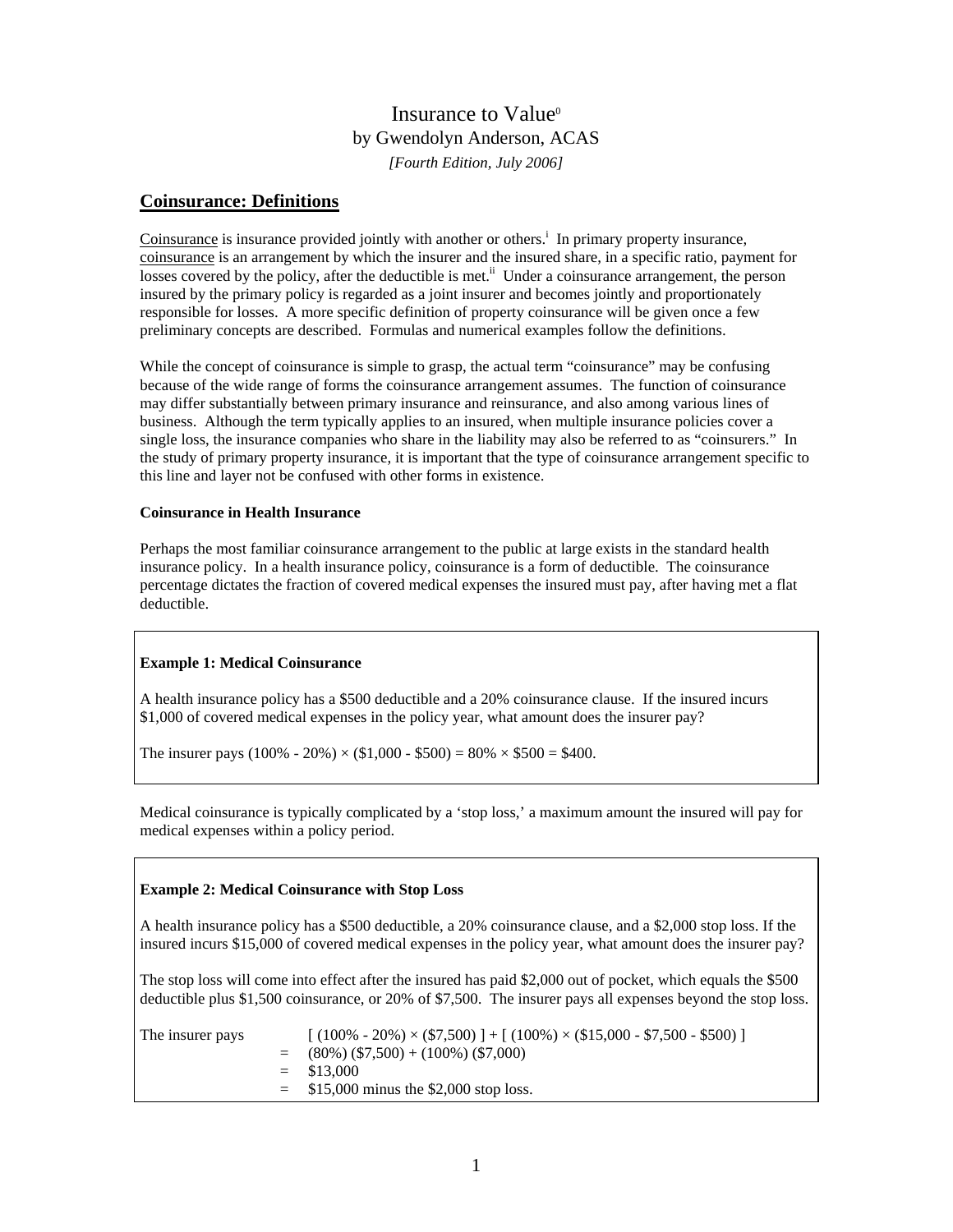# Insurance to Value[0]

by Gwendolyn Anderson, ACAS

*[Fourth Edition, July 2006]*

## Coinsurance: Definitions

Coinsurance is insurance provided jointly with another or others.[i] In primary property insurance, coinsurance is an arrangement by which the insurer and the insured share, in a specific ratio, payment for losses covered by the policy, after the deductible is met.[ii] Under a coinsurance arrangement, the person insured by the primary policy is regarded as a joint insurer and becomes jointly and proportionately responsible for losses. A more specific definition of property coinsurance will be given once a few preliminary concepts are described. Formulas and numerical examples follow the definitions.

While the concept of coinsurance is simple to grasp, the actual term "coinsurance" may be confusing because of the wide range of forms the coinsurance arrangement assumes. The function of coinsurance may differ substantially between primary insurance and reinsurance, and also among various lines of business. Although the term typically applies to an insured, when multiple insurance policies cover a single loss, the insurance companies who share in the liability may also be referred to as "coinsurers." In the study of primary property insurance, it is important that the type of coinsurance arrangement specific to this line and layer not be confused with other forms in existence.

**Coinsurance in Health Insurance**

Perhaps the most familiar coinsurance arrangement to the public at large exists in the standard health insurance policy. In a health insurance policy, coinsurance is a form of deductible. The coinsurance percentage dictates the fraction of covered medical expenses the insured must pay, after having met a flat deductible.

**Example 1: Medical Coinsurance**

A health insurance policy has a $500 deductible and a 20% coinsurance clause. If the insured incurs $1,000 of covered medical expenses in the policy year, what amount does the insurer pay?

The insurer pays (100% - 20%) × ($1,000 - $500) = 80% × $500 = $400.

Medical coinsurance is typically complicated by a 'stop loss,' a maximum amount the insured will pay for medical expenses within a policy period.

**Example 2: Medical Coinsurance with Stop Loss**

A health insurance policy has a $500 deductible, a 20% coinsurance clause, and a $2,000 stop loss. If the insured incurs $15,000 of covered medical expenses in the policy year, what amount does the insurer pay?

The stop loss will come into effect after the insured has paid $2,000 out of pocket, which equals the $500 deductible plus $1,500 coinsurance, or 20% of $7,500. The insurer pays all expenses beyond the stop loss.

The insurer pays [ (100% - 20%) × ($7,500) ] + [ (100%) × ($15,000 - $7,500 - $500) ]
= (80%) ($7,500) + (100%) ($7,000)
= $13,000
= $15,000 minus the $2,000 stop loss.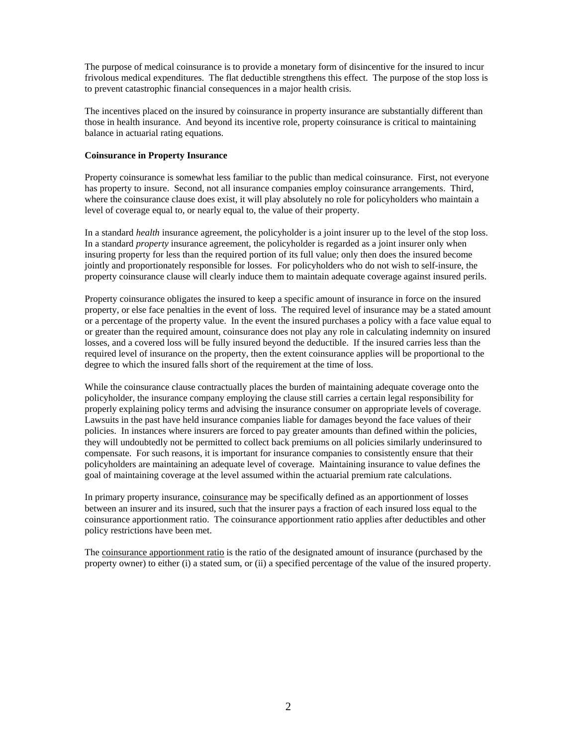The purpose of medical coinsurance is to provide a monetary form of disincentive for the insured to incur frivolous medical expenditures. The flat deductible strengthens this effect. The purpose of the stop loss is to prevent catastrophic financial consequences in a major health crisis.

The incentives placed on the insured by coinsurance in property insurance are substantially different than those in health insurance. And beyond its incentive role, property coinsurance is critical to maintaining balance in actuarial rating equations.

**Coinsurance in Property Insurance**

Property coinsurance is somewhat less familiar to the public than medical coinsurance. First, not everyone has property to insure. Second, not all insurance companies employ coinsurance arrangements. Third, where the coinsurance clause does exist, it will play absolutely no role for policyholders who maintain a level of coverage equal to, or nearly equal to, the value of their property.

In a standard *health* insurance agreement, the policyholder is a joint insurer up to the level of the stop loss. In a standard *property* insurance agreement, the policyholder is regarded as a joint insurer only when insuring property for less than the required portion of its full value; only then does the insured become jointly and proportionately responsible for losses. For policyholders who do not wish to self-insure, the property coinsurance clause will clearly induce them to maintain adequate coverage against insured perils.

Property coinsurance obligates the insured to keep a specific amount of insurance in force on the insured property, or else face penalties in the event of loss. The required level of insurance may be a stated amount or a percentage of the property value. In the event the insured purchases a policy with a face value equal to or greater than the required amount, coinsurance does not play any role in calculating indemnity on insured losses, and a covered loss will be fully insured beyond the deductible. If the insured carries less than the required level of insurance on the property, then the extent coinsurance applies will be proportional to the degree to which the insured falls short of the requirement at the time of loss.

While the coinsurance clause contractually places the burden of maintaining adequate coverage onto the policyholder, the insurance company employing the clause still carries a certain legal responsibility for properly explaining policy terms and advising the insurance consumer on appropriate levels of coverage. Lawsuits in the past have held insurance companies liable for damages beyond the face values of their policies. In instances where insurers are forced to pay greater amounts than defined within the policies, they will undoubtedly not be permitted to collect back premiums on all policies similarly underinsured to compensate. For such reasons, it is important for insurance companies to consistently ensure that their policyholders are maintaining an adequate level of coverage. Maintaining insurance to value defines the goal of maintaining coverage at the level assumed within the actuarial premium rate calculations.

In primary property insurance, <u>coinsurance</u> may be specifically defined as an apportionment of losses between an insurer and its insured, such that the insurer pays a fraction of each insured loss equal to the coinsurance apportionment ratio. The coinsurance apportionment ratio applies after deductibles and other policy restrictions have been met.

The <u>coinsurance apportionment ratio</u> is the ratio of the designated amount of insurance (purchased by the property owner) to either (i) a stated sum, or (ii) a specified percentage of the value of the insured property.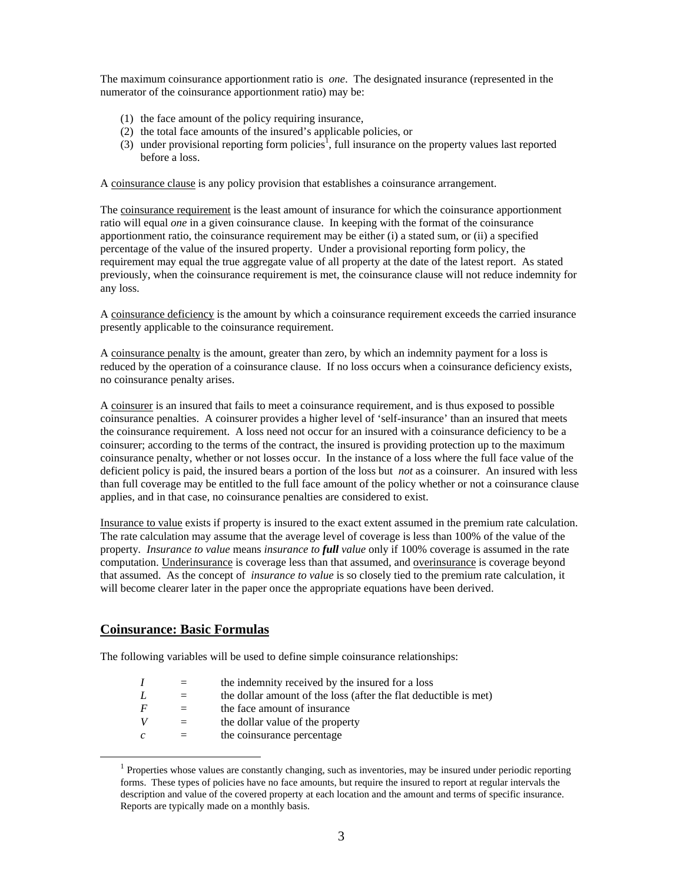The maximum coinsurance apportionment ratio is *one*. The designated insurance (represented in the numerator of the coinsurance apportionment ratio) may be:

(1) the face amount of the policy requiring insurance,
(2) the total face amounts of the insured's applicable policies, or
(3) under provisional reporting form policies[1], full insurance on the property values last reported before a loss.

A coinsurance clause is any policy provision that establishes a coinsurance arrangement.

The coinsurance requirement is the least amount of insurance for which the coinsurance apportionment ratio will equal *one* in a given coinsurance clause. In keeping with the format of the coinsurance apportionment ratio, the coinsurance requirement may be either (i) a stated sum, or (ii) a specified percentage of the value of the insured property. Under a provisional reporting form policy, the requirement may equal the true aggregate value of all property at the date of the latest report. As stated previously, when the coinsurance requirement is met, the coinsurance clause will not reduce indemnity for any loss.

A coinsurance deficiency is the amount by which a coinsurance requirement exceeds the carried insurance presently applicable to the coinsurance requirement.

A coinsurance penalty is the amount, greater than zero, by which an indemnity payment for a loss is reduced by the operation of a coinsurance clause. If no loss occurs when a coinsurance deficiency exists, no coinsurance penalty arises.

A coinsurer is an insured that fails to meet a coinsurance requirement, and is thus exposed to possible coinsurance penalties. A coinsurer provides a higher level of 'self-insurance' than an insured that meets the coinsurance requirement. A loss need not occur for an insured with a coinsurance deficiency to be a coinsurer; according to the terms of the contract, the insured is providing protection up to the maximum coinsurance penalty, whether or not losses occur. In the instance of a loss where the full face value of the deficient policy is paid, the insured bears a portion of the loss but *not* as a coinsurer. An insured with less than full coverage may be entitled to the full face amount of the policy whether or not a coinsurance clause applies, and in that case, no coinsurance penalties are considered to exist.

Insurance to value exists if property is insured to the exact extent assumed in the premium rate calculation. The rate calculation may assume that the average level of coverage is less than 100% of the value of the property. *Insurance to value* means *insurance to **full** value* only if 100% coverage is assumed in the rate computation. Underinsurance is coverage less than that assumed, and overinsurance is coverage beyond that assumed. As the concept of *insurance to value* is so closely tied to the premium rate calculation, it will become clearer later in the paper once the appropriate equations have been derived.

## Coinsurance: Basic Formulas

The following variables will be used to define simple coinsurance relationships:

| | | |
|---|---|---|
| $I$ | = | the indemnity received by the insured for a loss |
| $L$ | = | the dollar amount of the loss (after the flat deductible is met) |
| $F$ | = | the face amount of the policy |
| $V$ | = | the dollar value of the property |
| $c$ | = | the coinsurance percentage |

[1] Properties whose values are constantly changing, such as inventories, may be insured under periodic reporting forms. These types of policies have no face amounts, but require the insured to report at regular intervals the description and value of the covered property at each location and the amount and terms of specific insurance. Reports are typically made on a monthly basis.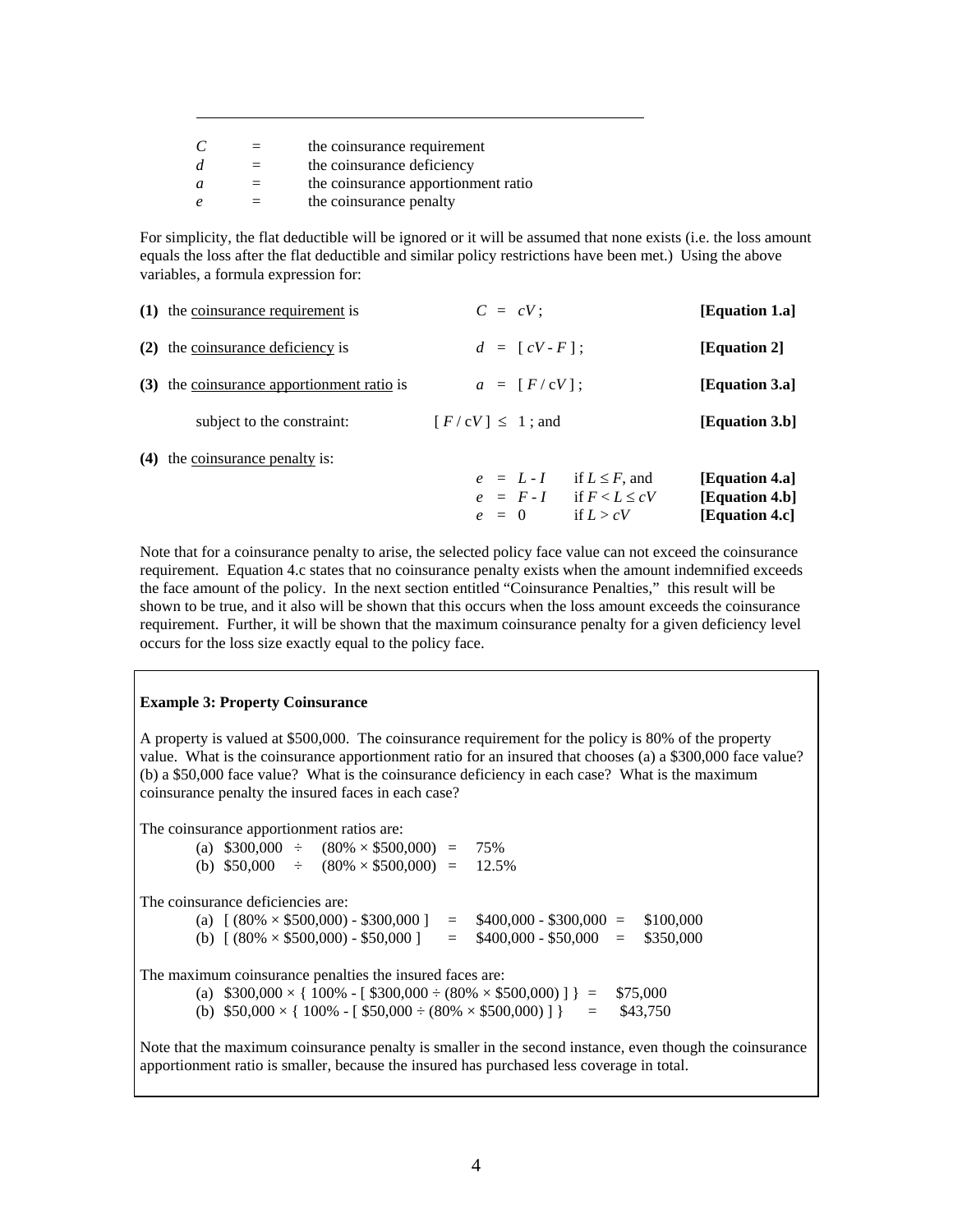| | | |
|---|---|---|
| $C$ | = | the coinsurance requirement |
| $d$ | = | the coinsurance deficiency |
| $a$ | = | the coinsurance apportionment ratio |
| $e$ | = | the coinsurance penalty |

For simplicity, the flat deductible will be ignored or it will be assumed that none exists (i.e. the loss amount equals the loss after the flat deductible and similar policy restrictions have been met.) Using the above variables, a formula expression for:

**(1)** the coinsurance requirement is $C = cV$; **[Equation 1.a]**

**(2)** the coinsurance deficiency is $d = [\, cV - F \,]$; **[Equation 2]**

**(3)** the coinsurance apportionment ratio is $a = [\, F / cV \,]$; **[Equation 3.a]**

subject to the constraint: $[\, F / cV \,] \leq 1$; and **[Equation 3.b]**

**(4)** the coinsurance penalty is:

$e = L - I$ if $L \leq F$, and **[Equation 4.a]**

$e = F - I$ if $F < L \leq cV$ **[Equation 4.b]**

$e = 0$ if $L > cV$ **[Equation 4.c]**

Note that for a coinsurance penalty to arise, the selected policy face value can not exceed the coinsurance requirement. Equation 4.c states that no coinsurance penalty exists when the amount indemnified exceeds the face amount of the policy. In the next section entitled "Coinsurance Penalties," this result will be shown to be true, and it also will be shown that this occurs when the loss amount exceeds the coinsurance requirement. Further, it will be shown that the maximum coinsurance penalty for a given deficiency level occurs for the loss size exactly equal to the policy face.

**Example 3: Property Coinsurance**

A property is valued at \$500,000. The coinsurance requirement for the policy is 80% of the property value. What is the coinsurance apportionment ratio for an insured that chooses (a) a \$300,000 face value? (b) a \$50,000 face value? What is the coinsurance deficiency in each case? What is the maximum coinsurance penalty the insured faces in each case?

The coinsurance apportionment ratios are:

(a) $\$300,000 \div (80\% \times \$500,000) = 75\%$
(b) $\$50,000 \div (80\% \times \$500,000) = 12.5\%$

The coinsurance deficiencies are:

(a) $[\,(80\% \times \$500,000) - \$300,000\,] = \$400,000 - \$300,000 = \$100,000$
(b) $[\,(80\% \times \$500,000) - \$50,000\,] = \$400,000 - \$50,000 = \$350,000$

The maximum coinsurance penalties the insured faces are:

(a) $\$300,000 \times \{\, 100\% - [\, \$300,000 \div (80\% \times \$500,000)\,]\,\} = \$75,000$
(b) $\$50,000 \times \{\, 100\% - [\, \$50,000 \div (80\% \times \$500,000)\,]\,\} = \$43,750$

Note that the maximum coinsurance penalty is smaller in the second instance, even though the coinsurance apportionment ratio is smaller, because the insured has purchased less coverage in total.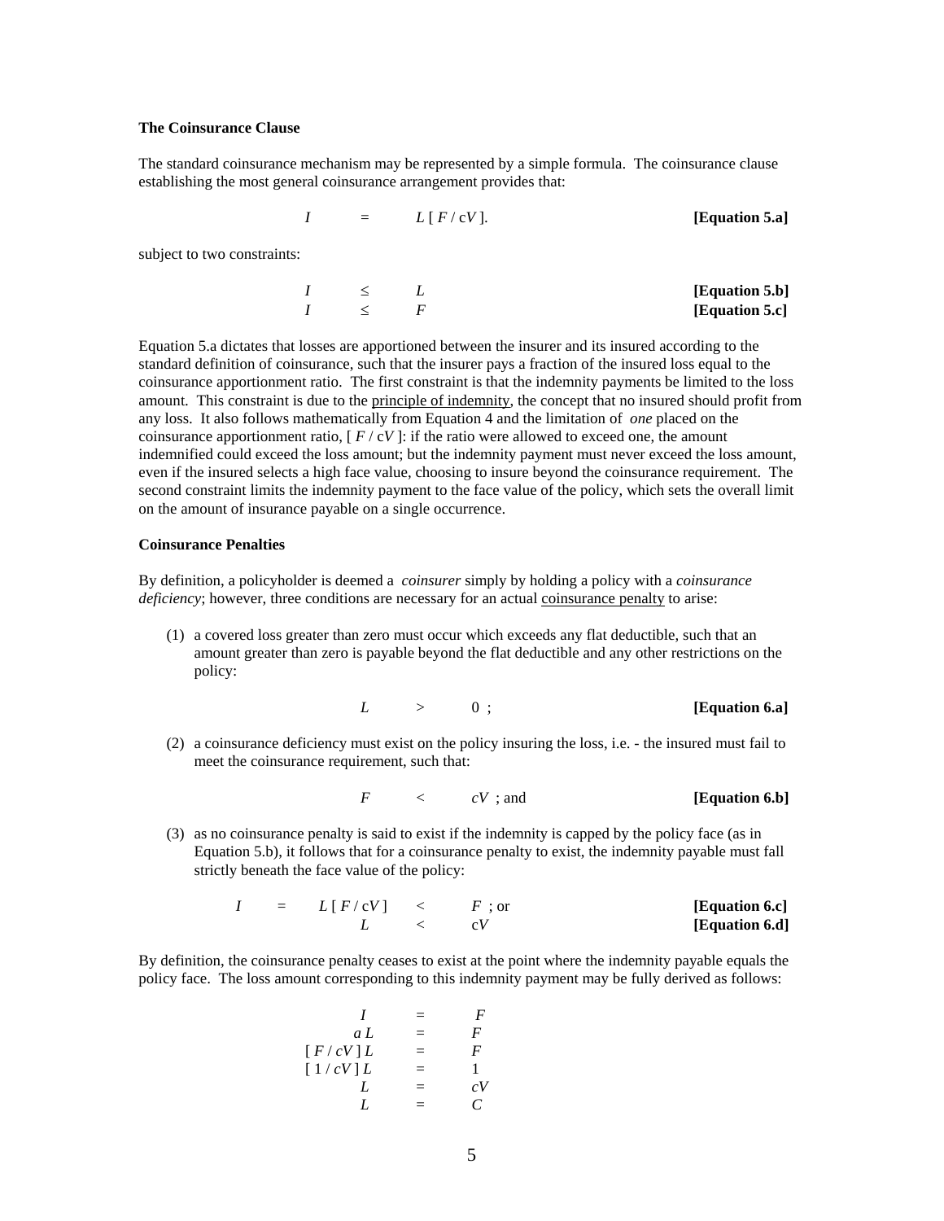**The Coinsurance Clause**

The standard coinsurance mechanism may be represented by a simple formula. The coinsurance clause establishing the most general coinsurance arrangement provides that:

$$I = L\,[\,F\,/\,cV\,]. \qquad \textbf{[Equation 5.a]}$$

subject to two constraints:

$$I \leq L \qquad \textbf{[Equation 5.b]}$$

$$I \leq F \qquad \textbf{[Equation 5.c]}$$

Equation 5.a dictates that losses are apportioned between the insurer and its insured according to the standard definition of coinsurance, such that the insurer pays a fraction of the insured loss equal to the coinsurance apportionment ratio. The first constraint is that the indemnity payments be limited to the loss amount. This constraint is due to the <u>principle of indemnity</u>, the concept that no insured should profit from any loss. It also follows mathematically from Equation 4 and the limitation of *one* placed on the coinsurance apportionment ratio, $[\,F\,/\,cV\,]$: if the ratio were allowed to exceed one, the amount indemnified could exceed the loss amount; but the indemnity payment must never exceed the loss amount, even if the insured selects a high face value, choosing to insure beyond the coinsurance requirement. The second constraint limits the indemnity payment to the face value of the policy, which sets the overall limit on the amount of insurance payable on a single occurrence.

**Coinsurance Penalties**

By definition, a policyholder is deemed a *coinsurer* simply by holding a policy with a *coinsurance deficiency*; however, three conditions are necessary for an actual <u>coinsurance penalty</u> to arise:

(1) a covered loss greater than zero must occur which exceeds any flat deductible, such that an amount greater than zero is payable beyond the flat deductible and any other restrictions on the policy:

$$L > 0\ ; \qquad \textbf{[Equation 6.a]}$$

(2) a coinsurance deficiency must exist on the policy insuring the loss, i.e. - the insured must fail to meet the coinsurance requirement, such that:

$$F < cV\ ;\ \text{and} \qquad \textbf{[Equation 6.b]}$$

(3) as no coinsurance penalty is said to exist if the indemnity is capped by the policy face (as in Equation 5.b), it follows that for a coinsurance penalty to exist, the indemnity payable must fall strictly beneath the face value of the policy:

$$I = L\,[\,F\,/\,cV\,] < F\ ;\ \text{or} \qquad \textbf{[Equation 6.c]}$$

$$L < cV \qquad \textbf{[Equation 6.d]}$$

By definition, the coinsurance penalty ceases to exist at the point where the indemnity payable equals the policy face. The loss amount corresponding to this indemnity payment may be fully derived as follows:

$$\begin{aligned}
I &= F \\
a\,L &= F \\
[\,F\,/\,cV\,]\,L &= F \\
[\,1\,/\,cV\,]\,L &= 1 \\
L &= cV \\
L &= C
\end{aligned}$$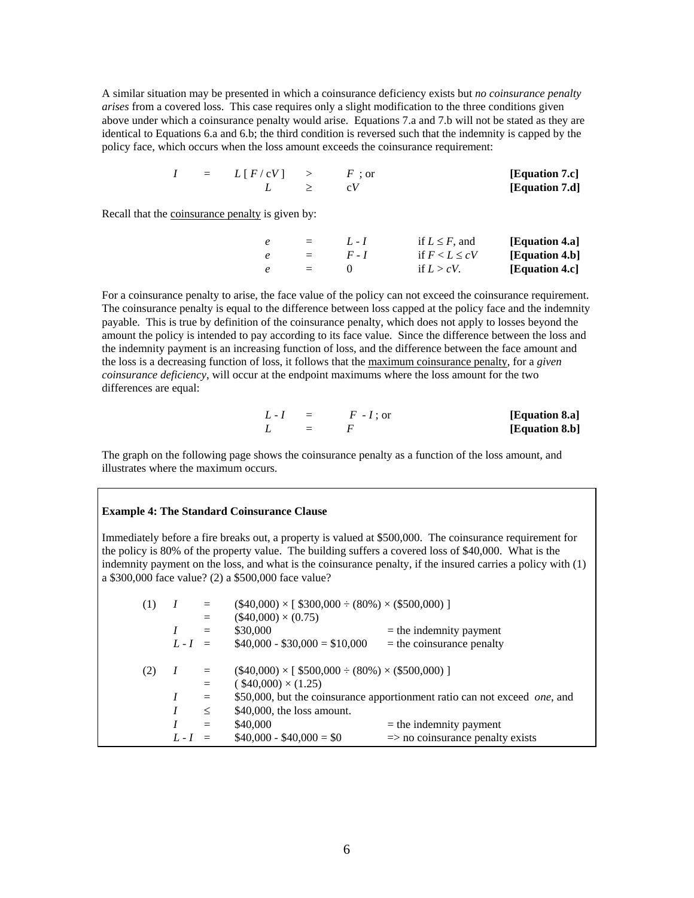A similar situation may be presented in which a coinsurance deficiency exists but *no coinsurance penalty arises* from a covered loss. This case requires only a slight modification to the three conditions given above under which a coinsurance penalty would arise. Equations 7.a and 7.b will not be stated as they are identical to Equations 6.a and 6.b; the third condition is reversed such that the indemnity is capped by the policy face, which occurs when the loss amount exceeds the coinsurance requirement:

$$I = L\,[\,F / cV\,] > F \text{ ; or} \qquad \textbf{[Equation 7.c]}$$

$$L \geq cV \qquad \textbf{[Equation 7.d]}$$

Recall that the coinsurance penalty is given by:

$$e = L - I \qquad \text{if } L \leq F\text{, and} \qquad \textbf{[Equation 4.a]}$$

$$e = F - I \qquad \text{if } F < L \leq cV \qquad \textbf{[Equation 4.b]}$$

$$e = 0 \qquad \text{if } L > cV. \qquad \textbf{[Equation 4.c]}$$

For a coinsurance penalty to arise, the face value of the policy can not exceed the coinsurance requirement. The coinsurance penalty is equal to the difference between loss capped at the policy face and the indemnity payable. This is true by definition of the coinsurance penalty, which does not apply to losses beyond the amount the policy is intended to pay according to its face value. Since the difference between the loss and the indemnity payment is an increasing function of loss, and the difference between the face amount and the loss is a decreasing function of loss, it follows that the maximum coinsurance penalty, for a *given coinsurance deficiency*, will occur at the endpoint maximums where the loss amount for the two differences are equal:

$$L - I = F - I \text{ ; or} \qquad \textbf{[Equation 8.a]}$$

$$L = F \qquad \textbf{[Equation 8.b]}$$

The graph on the following page shows the coinsurance penalty as a function of the loss amount, and illustrates where the maximum occurs.

**Example 4: The Standard Coinsurance Clause**

Immediately before a fire breaks out, a property is valued at $500,000. The coinsurance requirement for the policy is 80% of the property value. The building suffers a covered loss of $40,000. What is the indemnity payment on the loss, and what is the coinsurance penalty, if the insured carries a policy with (1) a $300,000 face value? (2) a $500,000 face value?

(1)
$I$ = ($40,000) × [ $300,000 ÷ (80%) × ($500,000) ]
= ($40,000) × (0.75)
$I$ = $30,000 = the indemnity payment
$L - I$ = $40,000 - $30,000 = $10,000 = the coinsurance penalty

(2)
$I$ = ($40,000) × [ $500,000 ÷ (80%) × ($500,000) ]
= ( $40,000) × (1.25)
$I$ = $50,000, but the coinsurance apportionment ratio can not exceed *one*, and
$I$ ≤ $40,000, the loss amount.
$I$ = $40,000 = the indemnity payment
$L - I$ = $40,000 - $40,000 = $0 => no coinsurance penalty exists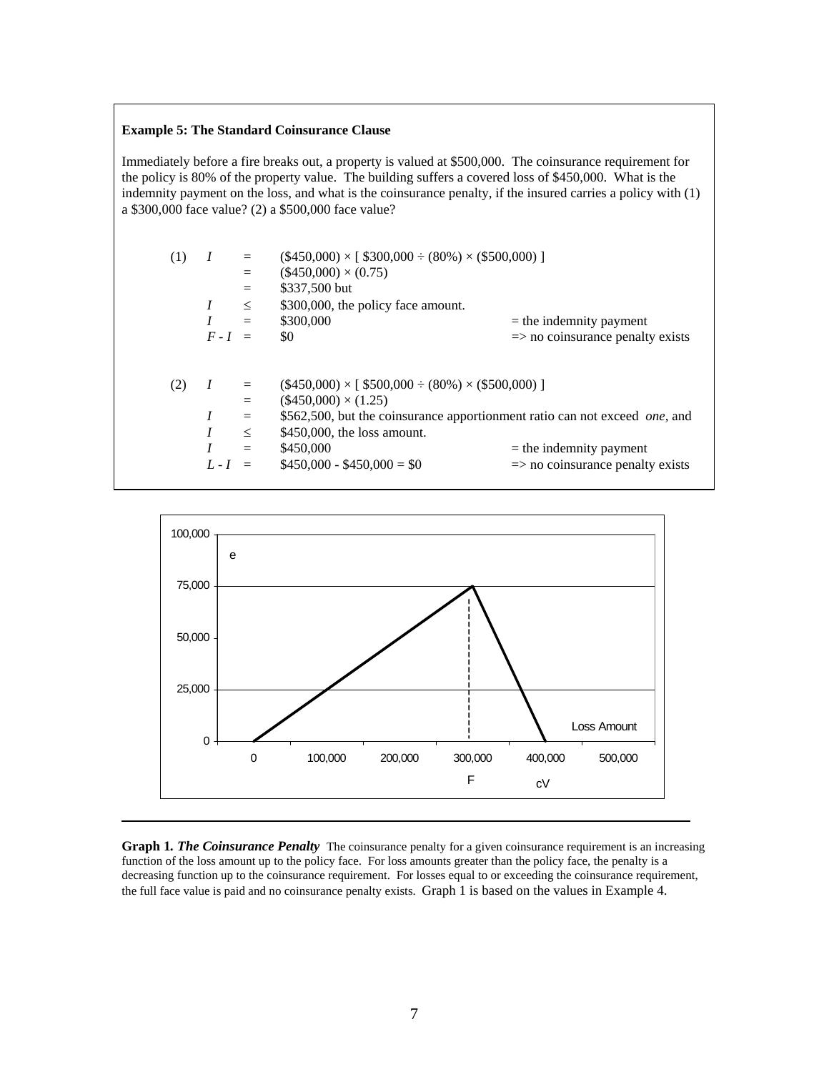**Example 5: The Standard Coinsurance Clause**

Immediately before a fire breaks out, a property is valued at \$500,000. The coinsurance requirement for the policy is 80% of the property value. The building suffers a covered loss of \$450,000. What is the indemnity payment on the loss, and what is the coinsurance penalty, if the insured carries a policy with (1) a \$300,000 face value? (2) a \$500,000 face value?

(1)

$$
\begin{aligned}
I &= (\$450{,}000) \times [\ \$300{,}000 \div (80\%) \times (\$500{,}000)\ ] \\
&= (\$450{,}000) \times (0.75) \\
&= \$337{,}500 \text{ but} \\
I &\leq \$300{,}000, \text{ the policy face amount.} \\
I &= \$300{,}000 \qquad = \text{the indemnity payment} \\
F - I &= \$0 \qquad \Rightarrow \text{no coinsurance penalty exists}
\end{aligned}
$$

(2)

$$
\begin{aligned}
I &= (\$450{,}000) \times [\ \$500{,}000 \div (80\%) \times (\$500{,}000)\ ] \\
&= (\$450{,}000) \times (1.25) \\
I &= \$562{,}500, \text{ but the coinsurance apportionment ratio can not exceed } \textit{one}, \text{ and} \\
I &\leq \$450{,}000, \text{ the loss amount.} \\
I &= \$450{,}000 \qquad = \text{the indemnity payment} \\
L - I &= \$450{,}000 - \$450{,}000 = \$0 \qquad \Rightarrow \text{no coinsurance penalty exists}
\end{aligned}
$$

**Graph 1.** ***The Coinsurance Penalty*** The coinsurance penalty for a given coinsurance requirement is an increasing function of the loss amount up to the policy face. For loss amounts greater than the policy face, the penalty is a decreasing function up to the coinsurance requirement. For losses equal to or exceeding the coinsurance requirement, the full face value is paid and no coinsurance penalty exists. Graph 1 is based on the values in Example 4.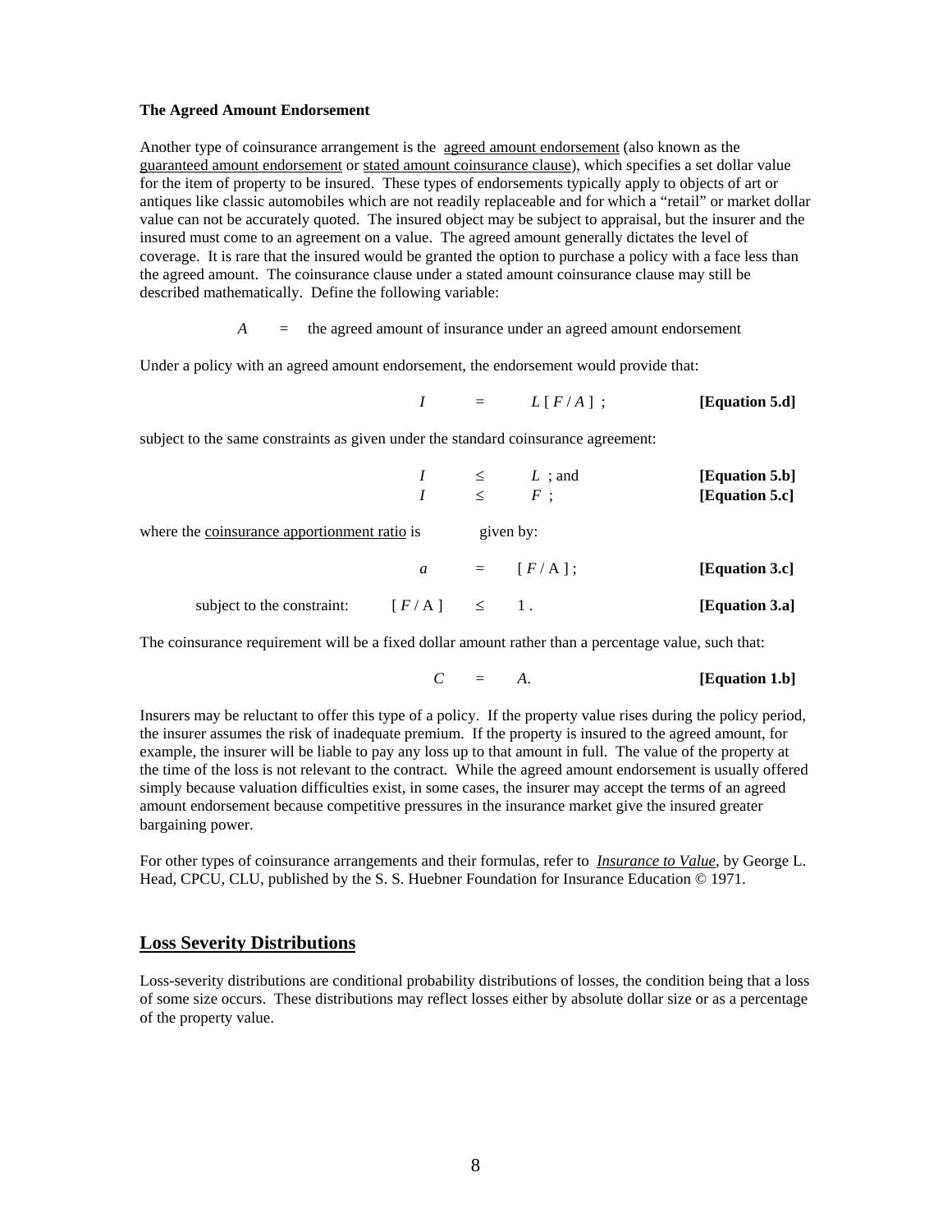**The Agreed Amount Endorsement**

Another type of coinsurance arrangement is the agreed amount endorsement (also known as the guaranteed amount endorsement or stated amount coinsurance clause), which specifies a set dollar value for the item of property to be insured. These types of endorsements typically apply to objects of art or antiques like classic automobiles which are not readily replaceable and for which a "retail" or market dollar value can not be accurately quoted. The insured object may be subject to appraisal, but the insurer and the insured must come to an agreement on a value. The agreed amount generally dictates the level of coverage. It is rare that the insured would be granted the option to purchase a policy with a face less than the agreed amount. The coinsurance clause under a stated amount coinsurance clause may still be described mathematically. Define the following variable:

$A$ = the agreed amount of insurance under an agreed amount endorsement

Under a policy with an agreed amount endorsement, the endorsement would provide that:

$$I = L\,[\,F / A\,]\;; \qquad \textbf{[Equation 5.d]}$$

subject to the same constraints as given under the standard coinsurance agreement:

$$I \leq L\;; \text{ and} \qquad \textbf{[Equation 5.b]}$$

$$I \leq F\;; \qquad \textbf{[Equation 5.c]}$$

where the coinsurance apportionment ratio is given by:

$$a = [\,F / \mathrm{A}\,]\;; \qquad \textbf{[Equation 3.c]}$$

subject to the constraint: $[\,F / \mathrm{A}\,] \leq 1$. **[Equation 3.a]**

The coinsurance requirement will be a fixed dollar amount rather than a percentage value, such that:

$$C = A. \qquad \textbf{[Equation 1.b]}$$

Insurers may be reluctant to offer this type of a policy. If the property value rises during the policy period, the insurer assumes the risk of inadequate premium. If the property is insured to the agreed amount, for example, the insurer will be liable to pay any loss up to that amount in full. The value of the property at the time of the loss is not relevant to the contract. While the agreed amount endorsement is usually offered simply because valuation difficulties exist, in some cases, the insurer may accept the terms of an agreed amount endorsement because competitive pressures in the insurance market give the insured greater bargaining power.

For other types of coinsurance arrangements and their formulas, refer to *Insurance to Value*, by George L. Head, CPCU, CLU, published by the S. S. Huebner Foundation for Insurance Education © 1971.

## Loss Severity Distributions

Loss-severity distributions are conditional probability distributions of losses, the condition being that a loss of some size occurs. These distributions may reflect losses either by absolute dollar size or as a percentage of the property value.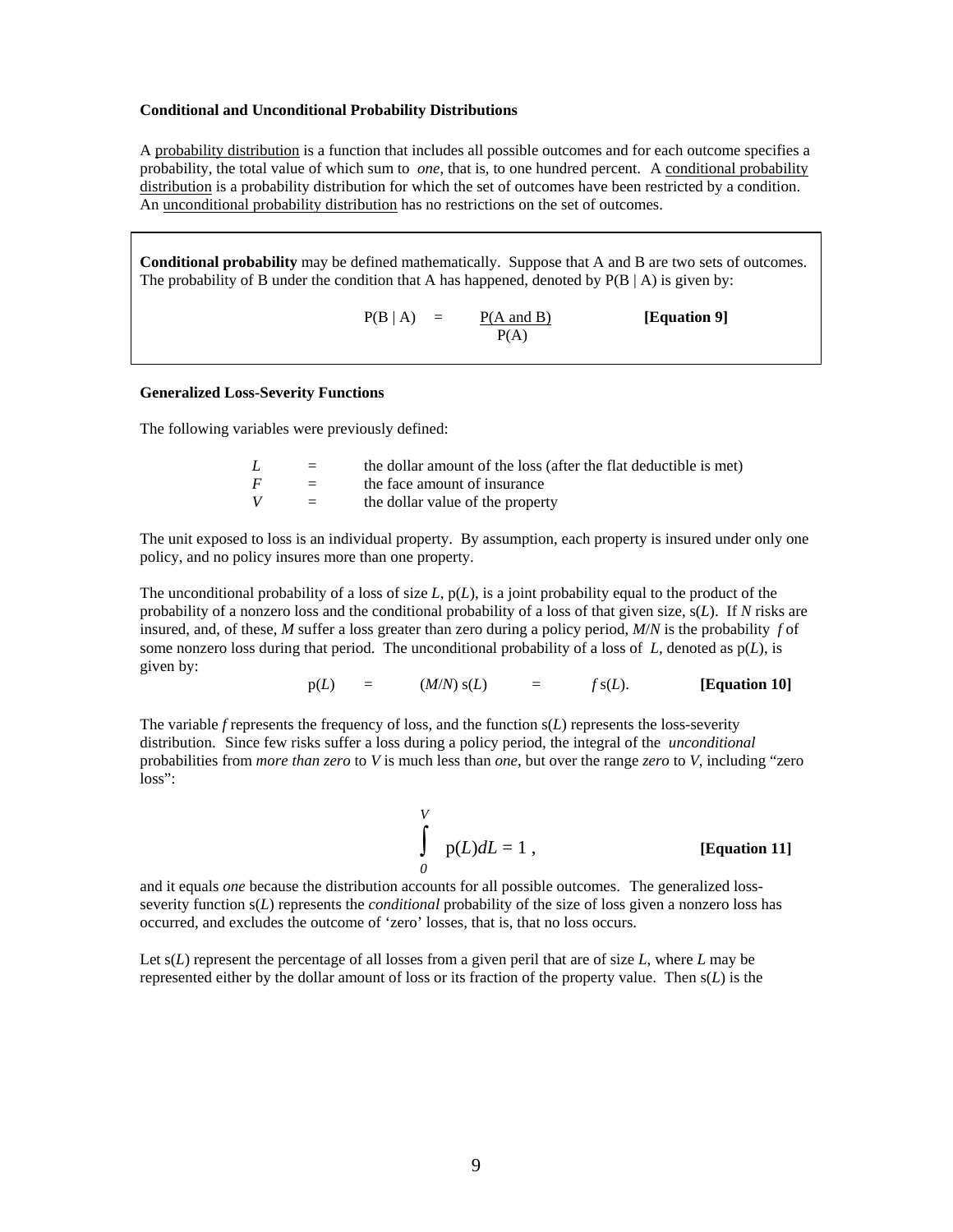**Conditional and Unconditional Probability Distributions**

A probability distribution is a function that includes all possible outcomes and for each outcome specifies a probability, the total value of which sum to *one*, that is, to one hundred percent. A conditional probability distribution is a probability distribution for which the set of outcomes have been restricted by a condition. An unconditional probability distribution has no restrictions on the set of outcomes.

**Conditional probability** may be defined mathematically. Suppose that A and B are two sets of outcomes. The probability of B under the condition that A has happened, denoted by P(B | A) is given by:

$$P(B \mid A) = \frac{P(A \text{ and } B)}{P(A)} \qquad \textbf{[Equation 9]}$$

**Generalized Loss-Severity Functions**

The following variables were previously defined:

| | | |
|---|---|---|
| $L$ | = | the dollar amount of the loss (after the flat deductible is met) |
| $F$ | = | the face amount of insurance |
| $V$ | = | the dollar value of the property |

The unit exposed to loss is an individual property. By assumption, each property is insured under only one policy, and no policy insures more than one property.

The unconditional probability of a loss of size $L$, p($L$), is a joint probability equal to the product of the probability of a nonzero loss and the conditional probability of a loss of that given size, s($L$). If $N$ risks are insured, and, of these, $M$ suffer a loss greater than zero during a policy period, $M/N$ is the probability $f$ of some nonzero loss during that period. The unconditional probability of a loss of $L$, denoted as p($L$), is given by:

$$p(L) = (M/N)\, s(L) = f\, s(L). \qquad \textbf{[Equation 10]}$$

The variable $f$ represents the frequency of loss, and the function s($L$) represents the loss-severity distribution. Since few risks suffer a loss during a policy period, the integral of the *unconditional* probabilities from *more than zero* to $V$ is much less than *one*, but over the range *zero* to $V$, including "zero loss":

$$\int_0^V p(L)dL = 1 \,, \qquad \textbf{[Equation 11]}$$

and it equals *one* because the distribution accounts for all possible outcomes. The generalized loss-severity function s($L$) represents the *conditional* probability of the size of loss given a nonzero loss has occurred, and excludes the outcome of 'zero' losses, that is, that no loss occurs.

Let s($L$) represent the percentage of all losses from a given peril that are of size $L$, where $L$ may be represented either by the dollar amount of loss or its fraction of the property value. Then s($L$) is the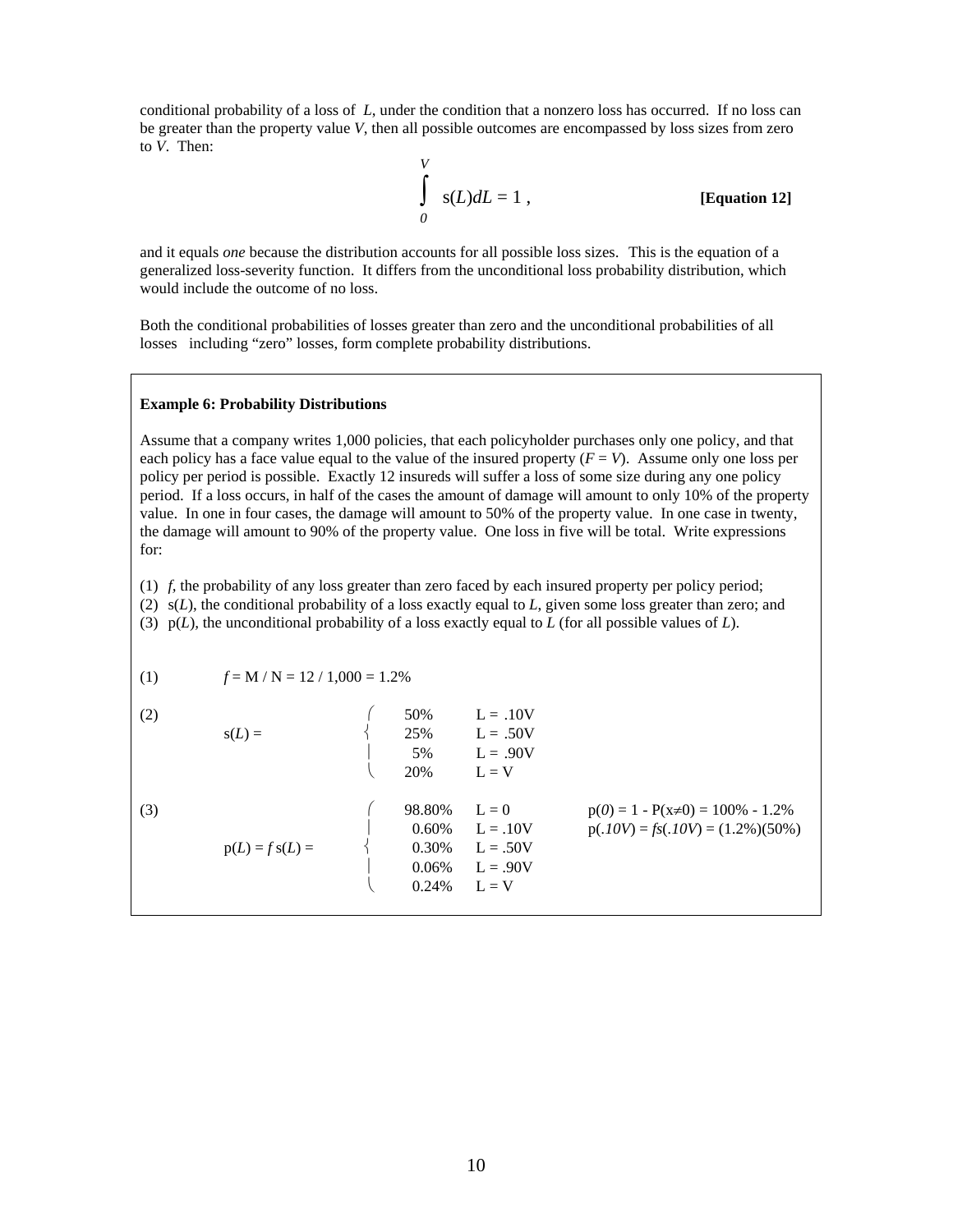conditional probability of a loss of $L$, under the condition that a nonzero loss has occurred. If no loss can be greater than the property value $V$, then all possible outcomes are encompassed by loss sizes from zero to $V$. Then:

$$\int_0^V s(L)dL = 1 \text{ ,} \qquad \textbf{[Equation 12]}$$

and it equals *one* because the distribution accounts for all possible loss sizes. This is the equation of a generalized loss-severity function. It differs from the unconditional loss probability distribution, which would include the outcome of no loss.

Both the conditional probabilities of losses greater than zero and the unconditional probabilities of all losses including "zero" losses, form complete probability distributions.

---

**Example 6: Probability Distributions**

Assume that a company writes 1,000 policies, that each policyholder purchases only one policy, and that each policy has a face value equal to the value of the insured property ($F = V$). Assume only one loss per policy per period is possible. Exactly 12 insureds will suffer a loss of some size during any one policy period. If a loss occurs, in half of the cases the amount of damage will amount to only 10% of the property value. In one in four cases, the damage will amount to 50% of the property value. In one case in twenty, the damage will amount to 90% of the property value. One loss in five will be total. Write expressions for:

(1) $f$, the probability of any loss greater than zero faced by each insured property per policy period;
(2) $s(L)$, the conditional probability of a loss exactly equal to $L$, given some loss greater than zero; and
(3) $p(L)$, the unconditional probability of a loss exactly equal to $L$ (for all possible values of $L$).

(1) $f = M / N = 12 / 1{,}000 = 1.2\%$

(2)

$$s(L) = \begin{cases} 50\% & L = .10V \\ 25\% & L = .50V \\ 5\% & L = .90V \\ 20\% & L = V \end{cases}$$

(3)

$$p(L) = f\,s(L) = \begin{cases} 98.80\% & L = 0 \\ 0.60\% & L = .10V \\ 0.30\% & L = .50V \\ 0.06\% & L = .90V \\ 0.24\% & L = V \end{cases}$$

$p(0) = 1 - P(x \neq 0) = 100\% - 1.2\%$

$p(.10V) = fs(.10V) = (1.2\%)(50\%)$

---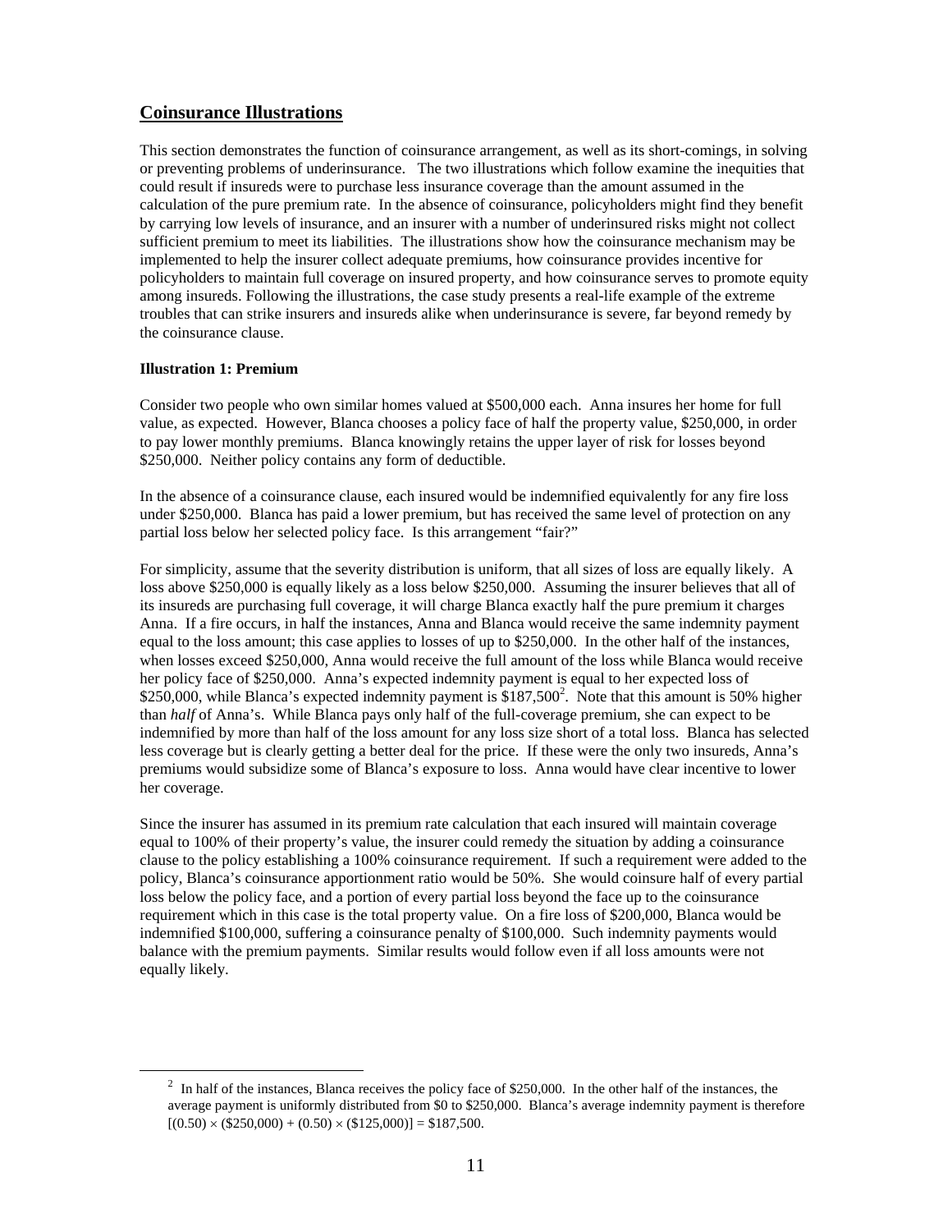## Coinsurance Illustrations

This section demonstrates the function of coinsurance arrangement, as well as its short-comings, in solving or preventing problems of underinsurance. The two illustrations which follow examine the inequities that could result if insureds were to purchase less insurance coverage than the amount assumed in the calculation of the pure premium rate. In the absence of coinsurance, policyholders might find they benefit by carrying low levels of insurance, and an insurer with a number of underinsured risks might not collect sufficient premium to meet its liabilities. The illustrations show how the coinsurance mechanism may be implemented to help the insurer collect adequate premiums, how coinsurance provides incentive for policyholders to maintain full coverage on insured property, and how coinsurance serves to promote equity among insureds. Following the illustrations, the case study presents a real-life example of the extreme troubles that can strike insurers and insureds alike when underinsurance is severe, far beyond remedy by the coinsurance clause.

**Illustration 1: Premium**

Consider two people who own similar homes valued at \$500,000 each. Anna insures her home for full value, as expected. However, Blanca chooses a policy face of half the property value, \$250,000, in order to pay lower monthly premiums. Blanca knowingly retains the upper layer of risk for losses beyond \$250,000. Neither policy contains any form of deductible.

In the absence of a coinsurance clause, each insured would be indemnified equivalently for any fire loss under \$250,000. Blanca has paid a lower premium, but has received the same level of protection on any partial loss below her selected policy face. Is this arrangement "fair?"

For simplicity, assume that the severity distribution is uniform, that all sizes of loss are equally likely. A loss above \$250,000 is equally likely as a loss below \$250,000. Assuming the insurer believes that all of its insureds are purchasing full coverage, it will charge Blanca exactly half the pure premium it charges Anna. If a fire occurs, in half the instances, Anna and Blanca would receive the same indemnity payment equal to the loss amount; this case applies to losses of up to \$250,000. In the other half of the instances, when losses exceed \$250,000, Anna would receive the full amount of the loss while Blanca would receive her policy face of \$250,000. Anna's expected indemnity payment is equal to her expected loss of \$250,000, while Blanca's expected indemnity payment is \$187,500[2]. Note that this amount is 50% higher than *half* of Anna's. While Blanca pays only half of the full-coverage premium, she can expect to be indemnified by more than half of the loss amount for any loss size short of a total loss. Blanca has selected less coverage but is clearly getting a better deal for the price. If these were the only two insureds, Anna's premiums would subsidize some of Blanca's exposure to loss. Anna would have clear incentive to lower her coverage.

Since the insurer has assumed in its premium rate calculation that each insured will maintain coverage equal to 100% of their property's value, the insurer could remedy the situation by adding a coinsurance clause to the policy establishing a 100% coinsurance requirement. If such a requirement were added to the policy, Blanca's coinsurance apportionment ratio would be 50%. She would coinsure half of every partial loss below the policy face, and a portion of every partial loss beyond the face up to the coinsurance requirement which in this case is the total property value. On a fire loss of \$200,000, Blanca would be indemnified \$100,000, suffering a coinsurance penalty of \$100,000. Such indemnity payments would balance with the premium payments. Similar results would follow even if all loss amounts were not equally likely.

---

[2] In half of the instances, Blanca receives the policy face of \$250,000. In the other half of the instances, the average payment is uniformly distributed from \$0 to \$250,000. Blanca's average indemnity payment is therefore $[(0.50) \times (\$250{,}000) + (0.50) \times (\$125{,}000)] = \$187{,}500$.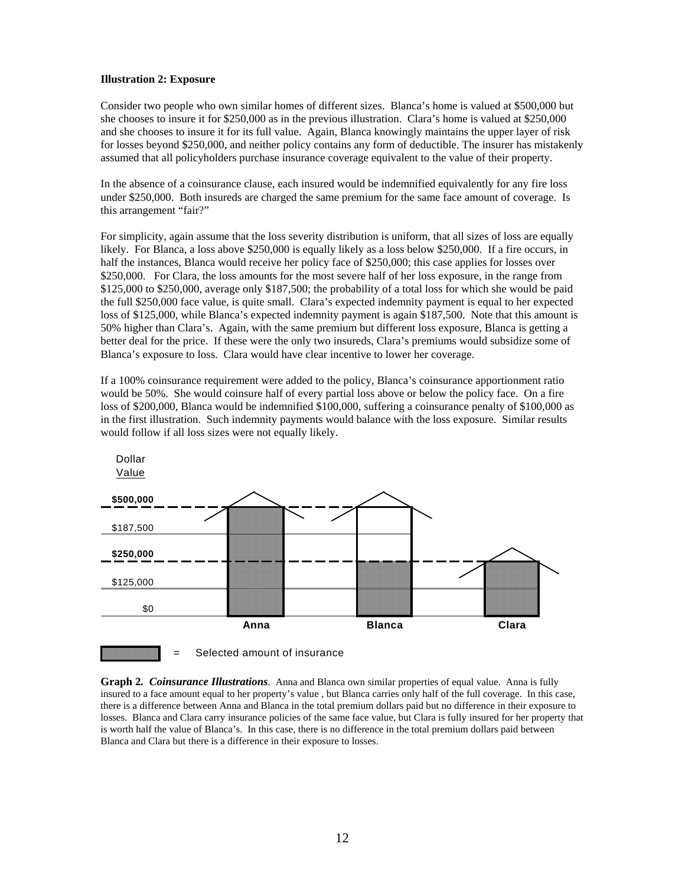**Illustration 2: Exposure**

Consider two people who own similar homes of different sizes. Blanca's home is valued at $500,000 but she chooses to insure it for $250,000 as in the previous illustration. Clara's home is valued at $250,000 and she chooses to insure it for its full value. Again, Blanca knowingly maintains the upper layer of risk for losses beyond $250,000, and neither policy contains any form of deductible. The insurer has mistakenly assumed that all policyholders purchase insurance coverage equivalent to the value of their property.

In the absence of a coinsurance clause, each insured would be indemnified equivalently for any fire loss under $250,000. Both insureds are charged the same premium for the same face amount of coverage. Is this arrangement "fair?"

For simplicity, again assume that the loss severity distribution is uniform, that all sizes of loss are equally likely. For Blanca, a loss above $250,000 is equally likely as a loss below $250,000. If a fire occurs, in half the instances, Blanca would receive her policy face of $250,000; this case applies for losses over $250,000. For Clara, the loss amounts for the most severe half of her loss exposure, in the range from $125,000 to $250,000, average only $187,500; the probability of a total loss for which she would be paid the full $250,000 face value, is quite small. Clara's expected indemnity payment is equal to her expected loss of $125,000, while Blanca's expected indemnity payment is again $187,500. Note that this amount is 50% higher than Clara's. Again, with the same premium but different loss exposure, Blanca is getting a better deal for the price. If these were the only two insureds, Clara's premiums would subsidize some of Blanca's exposure to loss. Clara would have clear incentive to lower her coverage.

If a 100% coinsurance requirement were added to the policy, Blanca's coinsurance apportionment ratio would be 50%. She would coinsure half of every partial loss above or below the policy face. On a fire loss of $200,000, Blanca would be indemnified $100,000, suffering a coinsurance penalty of $100,000 as in the first illustration. Such indemnity payments would balance with the loss exposure. Similar results would follow if all loss sizes were not equally likely.

Dollar Value

$500,000
$187,500
$250,000
$125,000
$0

Anna Blanca Clara

= Selected amount of insurance

**Graph 2.** ***Coinsurance Illustrations***. Anna and Blanca own similar properties of equal value. Anna is fully insured to a face amount equal to her property's value , but Blanca carries only half of the full coverage. In this case, there is a difference between Anna and Blanca in the total premium dollars paid but no difference in their exposure to losses. Blanca and Clara carry insurance policies of the same face value, but Clara is fully insured for her property that is worth half the value of Blanca's. In this case, there is no difference in the total premium dollars paid between Blanca and Clara but there is a difference in their exposure to losses.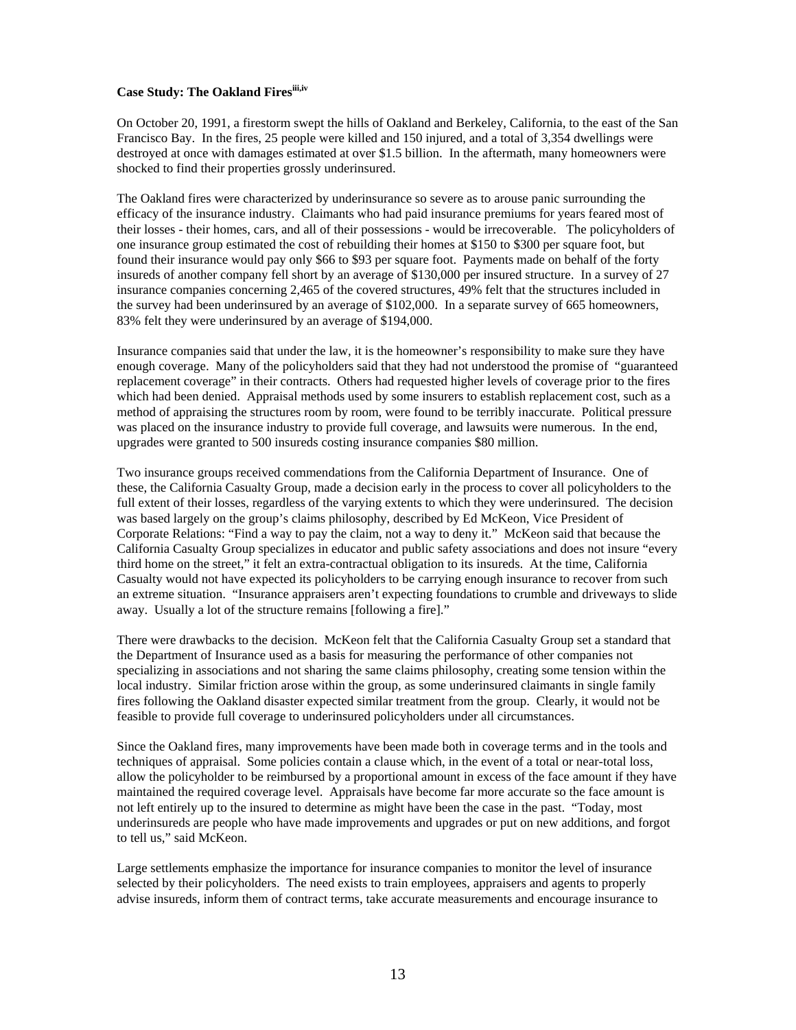**Case Study: The Oakland Fires[iii,iv]**

On October 20, 1991, a firestorm swept the hills of Oakland and Berkeley, California, to the east of the San Francisco Bay. In the fires, 25 people were killed and 150 injured, and a total of 3,354 dwellings were destroyed at once with damages estimated at over $1.5 billion. In the aftermath, many homeowners were shocked to find their properties grossly underinsured.

The Oakland fires were characterized by underinsurance so severe as to arouse panic surrounding the efficacy of the insurance industry. Claimants who had paid insurance premiums for years feared most of their losses - their homes, cars, and all of their possessions - would be irrecoverable. The policyholders of one insurance group estimated the cost of rebuilding their homes at $150 to $300 per square foot, but found their insurance would pay only $66 to $93 per square foot. Payments made on behalf of the forty insureds of another company fell short by an average of $130,000 per insured structure. In a survey of 27 insurance companies concerning 2,465 of the covered structures, 49% felt that the structures included in the survey had been underinsured by an average of $102,000. In a separate survey of 665 homeowners, 83% felt they were underinsured by an average of $194,000.

Insurance companies said that under the law, it is the homeowner's responsibility to make sure they have enough coverage. Many of the policyholders said that they had not understood the promise of "guaranteed replacement coverage" in their contracts. Others had requested higher levels of coverage prior to the fires which had been denied. Appraisal methods used by some insurers to establish replacement cost, such as a method of appraising the structures room by room, were found to be terribly inaccurate. Political pressure was placed on the insurance industry to provide full coverage, and lawsuits were numerous. In the end, upgrades were granted to 500 insureds costing insurance companies $80 million.

Two insurance groups received commendations from the California Department of Insurance. One of these, the California Casualty Group, made a decision early in the process to cover all policyholders to the full extent of their losses, regardless of the varying extents to which they were underinsured. The decision was based largely on the group's claims philosophy, described by Ed McKeon, Vice President of Corporate Relations: "Find a way to pay the claim, not a way to deny it." McKeon said that because the California Casualty Group specializes in educator and public safety associations and does not insure "every third home on the street," it felt an extra-contractual obligation to its insureds. At the time, California Casualty would not have expected its policyholders to be carrying enough insurance to recover from such an extreme situation. "Insurance appraisers aren't expecting foundations to crumble and driveways to slide away. Usually a lot of the structure remains [following a fire]."

There were drawbacks to the decision. McKeon felt that the California Casualty Group set a standard that the Department of Insurance used as a basis for measuring the performance of other companies not specializing in associations and not sharing the same claims philosophy, creating some tension within the local industry. Similar friction arose within the group, as some underinsured claimants in single family fires following the Oakland disaster expected similar treatment from the group. Clearly, it would not be feasible to provide full coverage to underinsured policyholders under all circumstances.

Since the Oakland fires, many improvements have been made both in coverage terms and in the tools and techniques of appraisal. Some policies contain a clause which, in the event of a total or near-total loss, allow the policyholder to be reimbursed by a proportional amount in excess of the face amount if they have maintained the required coverage level. Appraisals have become far more accurate so the face amount is not left entirely up to the insured to determine as might have been the case in the past. "Today, most underinsureds are people who have made improvements and upgrades or put on new additions, and forgot to tell us," said McKeon.

Large settlements emphasize the importance for insurance companies to monitor the level of insurance selected by their policyholders. The need exists to train employees, appraisers and agents to properly advise insureds, inform them of contract terms, take accurate measurements and encourage insurance to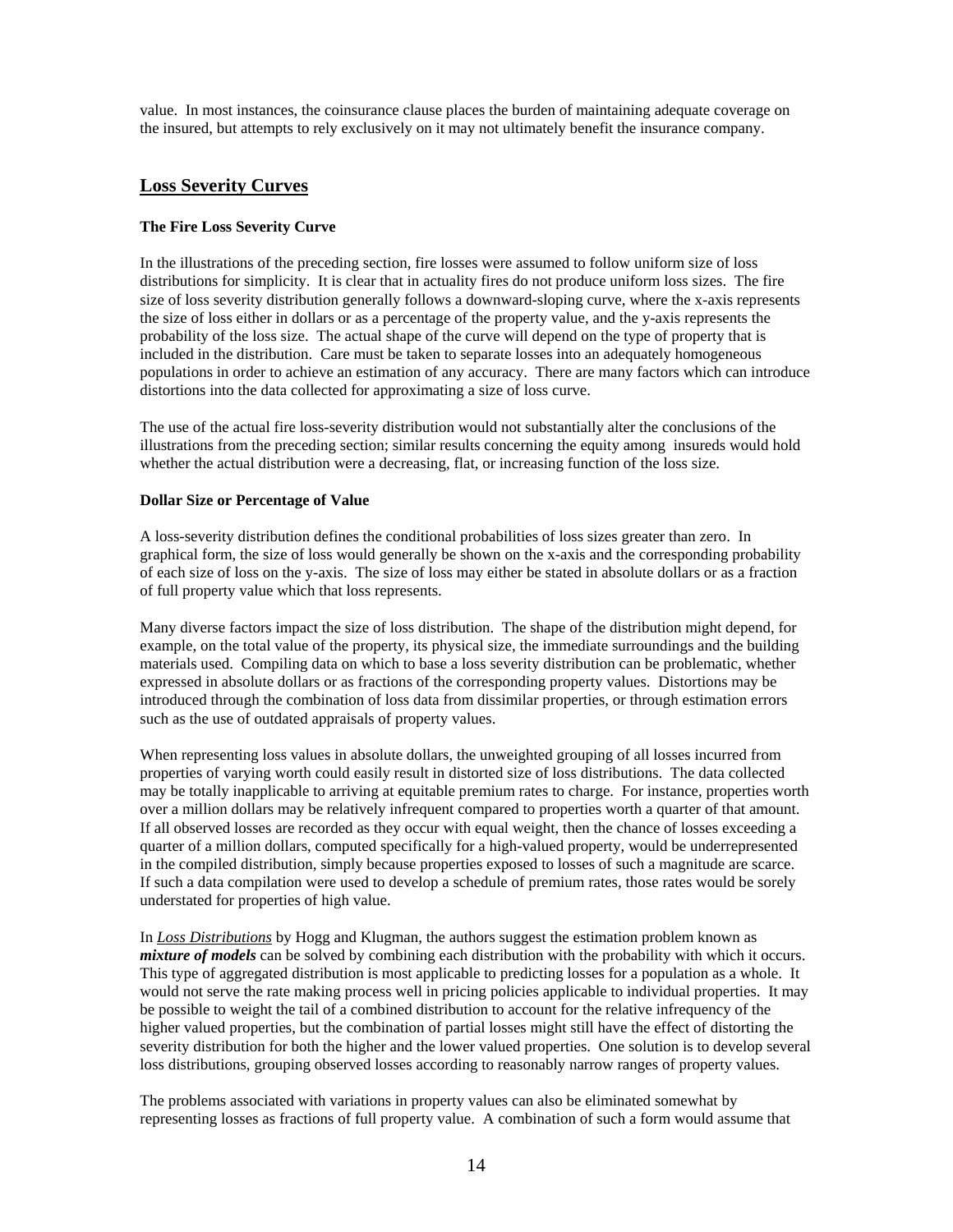value. In most instances, the coinsurance clause places the burden of maintaining adequate coverage on the insured, but attempts to rely exclusively on it may not ultimately benefit the insurance company.

## Loss Severity Curves

### The Fire Loss Severity Curve

In the illustrations of the preceding section, fire losses were assumed to follow uniform size of loss distributions for simplicity. It is clear that in actuality fires do not produce uniform loss sizes. The fire size of loss severity distribution generally follows a downward-sloping curve, where the x-axis represents the size of loss either in dollars or as a percentage of the property value, and the y-axis represents the probability of the loss size. The actual shape of the curve will depend on the type of property that is included in the distribution. Care must be taken to separate losses into an adequately homogeneous populations in order to achieve an estimation of any accuracy. There are many factors which can introduce distortions into the data collected for approximating a size of loss curve.

The use of the actual fire loss-severity distribution would not substantially alter the conclusions of the illustrations from the preceding section; similar results concerning the equity among insureds would hold whether the actual distribution were a decreasing, flat, or increasing function of the loss size.

### Dollar Size or Percentage of Value

A loss-severity distribution defines the conditional probabilities of loss sizes greater than zero. In graphical form, the size of loss would generally be shown on the x-axis and the corresponding probability of each size of loss on the y-axis. The size of loss may either be stated in absolute dollars or as a fraction of full property value which that loss represents.

Many diverse factors impact the size of loss distribution. The shape of the distribution might depend, for example, on the total value of the property, its physical size, the immediate surroundings and the building materials used. Compiling data on which to base a loss severity distribution can be problematic, whether expressed in absolute dollars or as fractions of the corresponding property values. Distortions may be introduced through the combination of loss data from dissimilar properties, or through estimation errors such as the use of outdated appraisals of property values.

When representing loss values in absolute dollars, the unweighted grouping of all losses incurred from properties of varying worth could easily result in distorted size of loss distributions. The data collected may be totally inapplicable to arriving at equitable premium rates to charge. For instance, properties worth over a million dollars may be relatively infrequent compared to properties worth a quarter of that amount. If all observed losses are recorded as they occur with equal weight, then the chance of losses exceeding a quarter of a million dollars, computed specifically for a high-valued property, would be underrepresented in the compiled distribution, simply because properties exposed to losses of such a magnitude are scarce. If such a data compilation were used to develop a schedule of premium rates, those rates would be sorely understated for properties of high value.

In ***Loss Distributions*** by Hogg and Klugman, the authors suggest the estimation problem known as ***mixture of models*** can be solved by combining each distribution with the probability with which it occurs. This type of aggregated distribution is most applicable to predicting losses for a population as a whole. It would not serve the rate making process well in pricing policies applicable to individual properties. It may be possible to weight the tail of a combined distribution to account for the relative infrequency of the higher valued properties, but the combination of partial losses might still have the effect of distorting the severity distribution for both the higher and the lower valued properties. One solution is to develop several loss distributions, grouping observed losses according to reasonably narrow ranges of property values.

The problems associated with variations in property values can also be eliminated somewhat by representing losses as fractions of full property value. A combination of such a form would assume that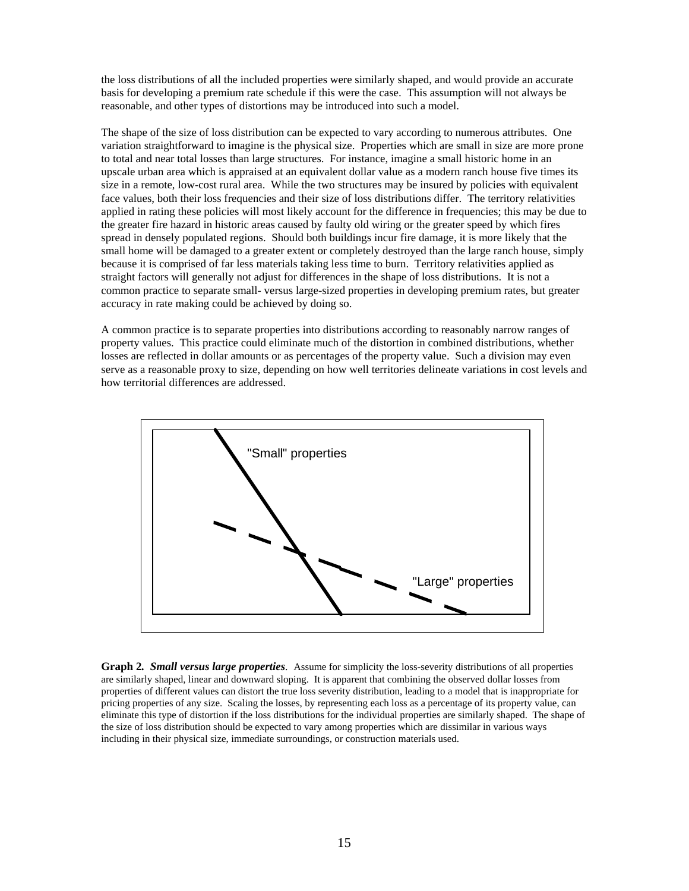the loss distributions of all the included properties were similarly shaped, and would provide an accurate basis for developing a premium rate schedule if this were the case. This assumption will not always be reasonable, and other types of distortions may be introduced into such a model.

The shape of the size of loss distribution can be expected to vary according to numerous attributes. One variation straightforward to imagine is the physical size. Properties which are small in size are more prone to total and near total losses than large structures. For instance, imagine a small historic home in an upscale urban area which is appraised at an equivalent dollar value as a modern ranch house five times its size in a remote, low-cost rural area. While the two structures may be insured by policies with equivalent face values, both their loss frequencies and their size of loss distributions differ. The territory relativities applied in rating these policies will most likely account for the difference in frequencies; this may be due to the greater fire hazard in historic areas caused by faulty old wiring or the greater speed by which fires spread in densely populated regions. Should both buildings incur fire damage, it is more likely that the small home will be damaged to a greater extent or completely destroyed than the large ranch house, simply because it is comprised of far less materials taking less time to burn. Territory relativities applied as straight factors will generally not adjust for differences in the shape of loss distributions. It is not a common practice to separate small- versus large-sized properties in developing premium rates, but greater accuracy in rate making could be achieved by doing so.

A common practice is to separate properties into distributions according to reasonably narrow ranges of property values. This practice could eliminate much of the distortion in combined distributions, whether losses are reflected in dollar amounts or as percentages of the property value. Such a division may even serve as a reasonable proxy to size, depending on how well territories delineate variations in cost levels and how territorial differences are addressed.

"Small" properties

"Large" properties

**Graph 2.** ***Small versus large properties***. Assume for simplicity the loss-severity distributions of all properties are similarly shaped, linear and downward sloping. It is apparent that combining the observed dollar losses from properties of different values can distort the true loss severity distribution, leading to a model that is inappropriate for pricing properties of any size. Scaling the losses, by representing each loss as a percentage of its property value, can eliminate this type of distortion if the loss distributions for the individual properties are similarly shaped. The shape of the size of loss distribution should be expected to vary among properties which are dissimilar in various ways including in their physical size, immediate surroundings, or construction materials used.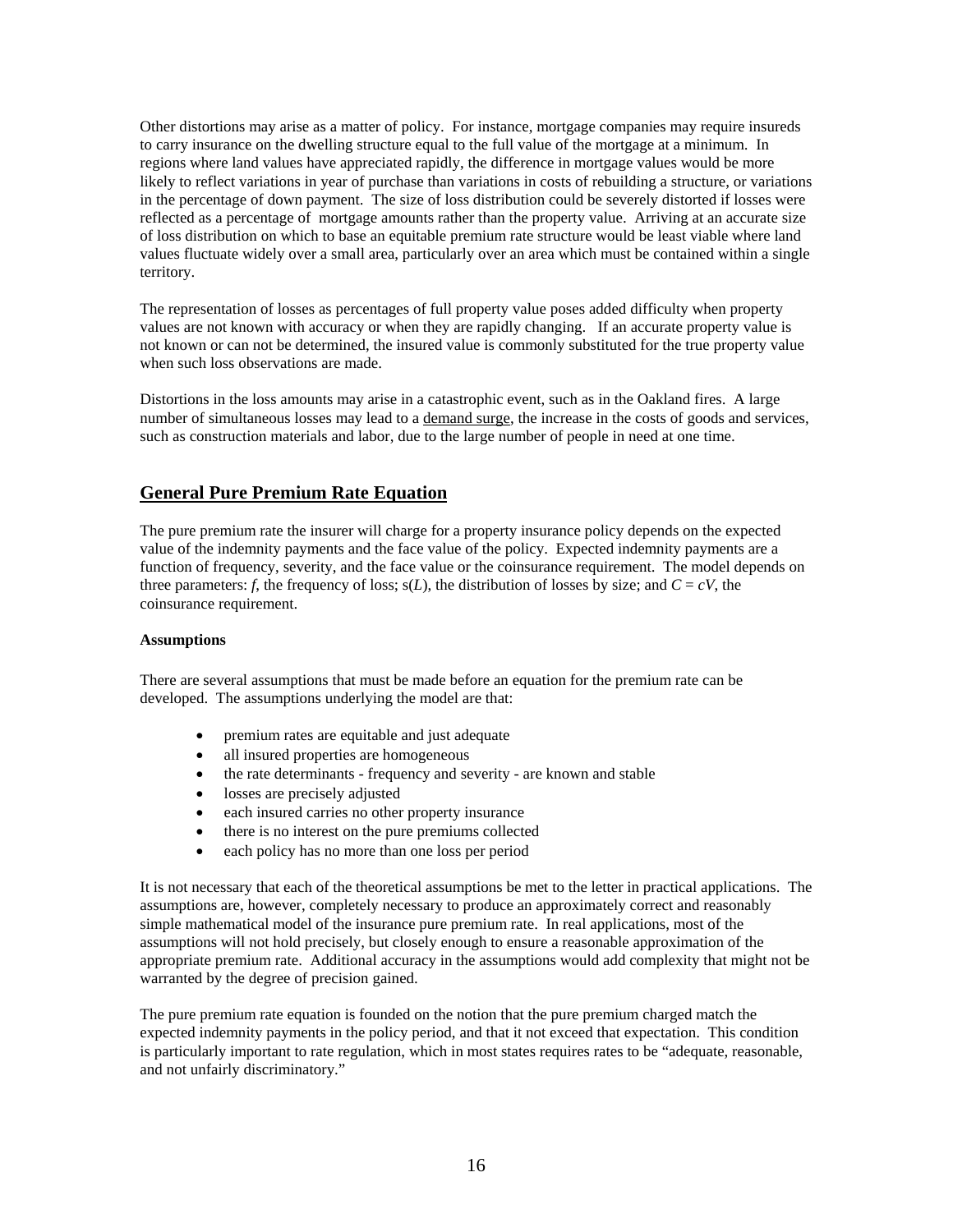Other distortions may arise as a matter of policy. For instance, mortgage companies may require insureds to carry insurance on the dwelling structure equal to the full value of the mortgage at a minimum. In regions where land values have appreciated rapidly, the difference in mortgage values would be more likely to reflect variations in year of purchase than variations in costs of rebuilding a structure, or variations in the percentage of down payment. The size of loss distribution could be severely distorted if losses were reflected as a percentage of mortgage amounts rather than the property value. Arriving at an accurate size of loss distribution on which to base an equitable premium rate structure would be least viable where land values fluctuate widely over a small area, particularly over an area which must be contained within a single territory.

The representation of losses as percentages of full property value poses added difficulty when property values are not known with accuracy or when they are rapidly changing. If an accurate property value is not known or can not be determined, the insured value is commonly substituted for the true property value when such loss observations are made.

Distortions in the loss amounts may arise in a catastrophic event, such as in the Oakland fires. A large number of simultaneous losses may lead to a demand surge, the increase in the costs of goods and services, such as construction materials and labor, due to the large number of people in need at one time.

## General Pure Premium Rate Equation

The pure premium rate the insurer will charge for a property insurance policy depends on the expected value of the indemnity payments and the face value of the policy. Expected indemnity payments are a function of frequency, severity, and the face value or the coinsurance requirement. The model depends on three parameters: $f$, the frequency of loss; $s(L)$, the distribution of losses by size; and $C = cV$, the coinsurance requirement.

**Assumptions**

There are several assumptions that must be made before an equation for the premium rate can be developed. The assumptions underlying the model are that:

- premium rates are equitable and just adequate
- all insured properties are homogeneous
- the rate determinants - frequency and severity - are known and stable
- losses are precisely adjusted
- each insured carries no other property insurance
- there is no interest on the pure premiums collected
- each policy has no more than one loss per period

It is not necessary that each of the theoretical assumptions be met to the letter in practical applications. The assumptions are, however, completely necessary to produce an approximately correct and reasonably simple mathematical model of the insurance pure premium rate. In real applications, most of the assumptions will not hold precisely, but closely enough to ensure a reasonable approximation of the appropriate premium rate. Additional accuracy in the assumptions would add complexity that might not be warranted by the degree of precision gained.

The pure premium rate equation is founded on the notion that the pure premium charged match the expected indemnity payments in the policy period, and that it not exceed that expectation. This condition is particularly important to rate regulation, which in most states requires rates to be "adequate, reasonable, and not unfairly discriminatory."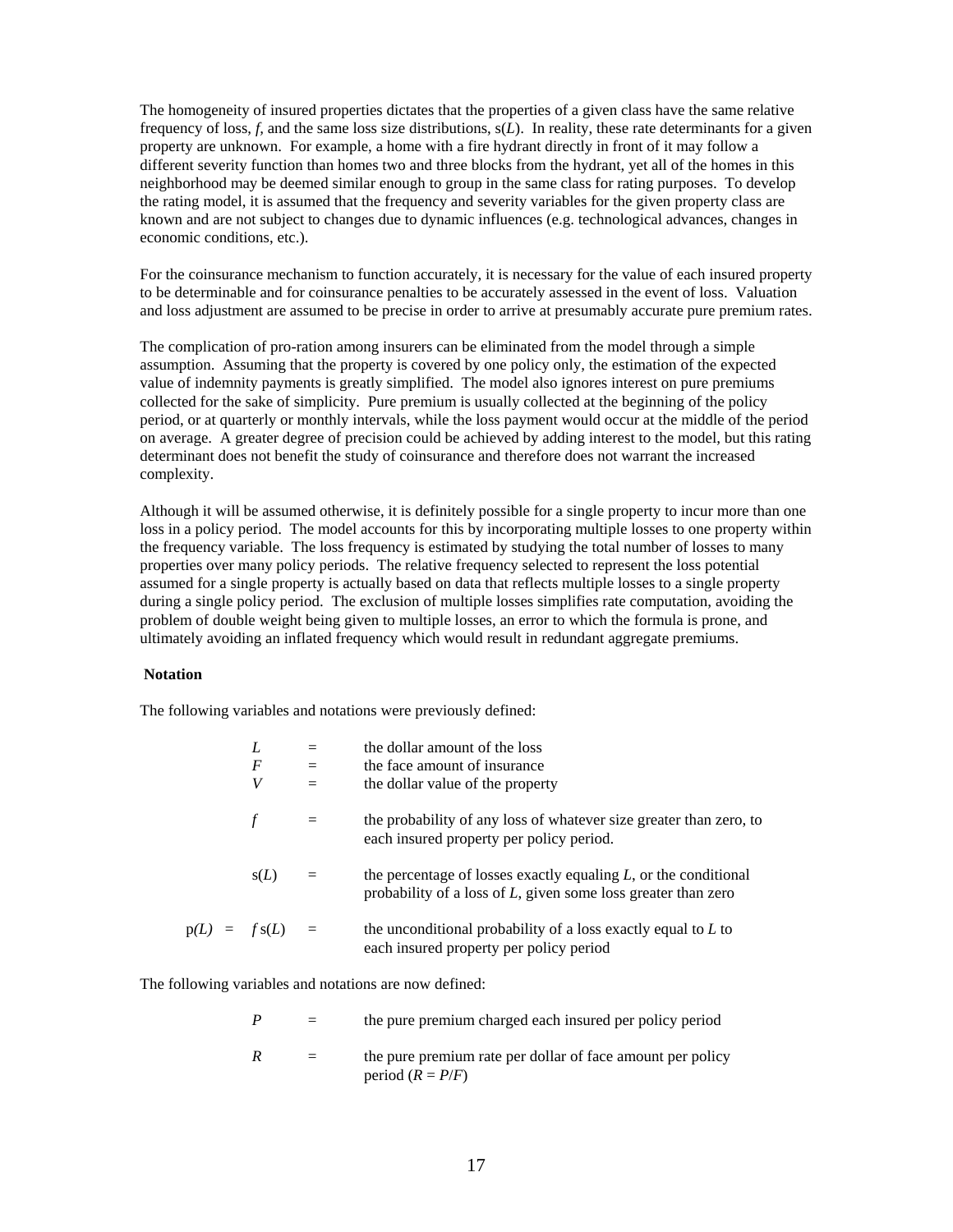The homogeneity of insured properties dictates that the properties of a given class have the same relative frequency of loss, $f$, and the same loss size distributions, $s(L)$. In reality, these rate determinants for a given property are unknown. For example, a home with a fire hydrant directly in front of it may follow a different severity function than homes two and three blocks from the hydrant, yet all of the homes in this neighborhood may be deemed similar enough to group in the same class for rating purposes. To develop the rating model, it is assumed that the frequency and severity variables for the given property class are known and are not subject to changes due to dynamic influences (e.g. technological advances, changes in economic conditions, etc.).

For the coinsurance mechanism to function accurately, it is necessary for the value of each insured property to be determinable and for coinsurance penalties to be accurately assessed in the event of loss. Valuation and loss adjustment are assumed to be precise in order to arrive at presumably accurate pure premium rates.

The complication of pro-ration among insurers can be eliminated from the model through a simple assumption. Assuming that the property is covered by one policy only, the estimation of the expected value of indemnity payments is greatly simplified. The model also ignores interest on pure premiums collected for the sake of simplicity. Pure premium is usually collected at the beginning of the policy period, or at quarterly or monthly intervals, while the loss payment would occur at the middle of the period on average. A greater degree of precision could be achieved by adding interest to the model, but this rating determinant does not benefit the study of coinsurance and therefore does not warrant the increased complexity.

Although it will be assumed otherwise, it is definitely possible for a single property to incur more than one loss in a policy period. The model accounts for this by incorporating multiple losses to one property within the frequency variable. The loss frequency is estimated by studying the total number of losses to many properties over many policy periods. The relative frequency selected to represent the loss potential assumed for a single property is actually based on data that reflects multiple losses to a single property during a single policy period. The exclusion of multiple losses simplifies rate computation, avoiding the problem of double weight being given to multiple losses, an error to which the formula is prone, and ultimately avoiding an inflated frequency which would result in redundant aggregate premiums.

**Notation**

The following variables and notations were previously defined:

$L$ = the dollar amount of the loss

$F$ = the face amount of insurance

$V$ = the dollar value of the property

$f$ = the probability of any loss of whatever size greater than zero, to each insured property per policy period.

$s(L)$ = the percentage of losses exactly equaling $L$, or the conditional probability of a loss of $L$, given some loss greater than zero

$p(L) = f\,s(L)$ = the unconditional probability of a loss exactly equal to $L$ to each insured property per policy period

The following variables and notations are now defined:

$P$ = the pure premium charged each insured per policy period

$R$ = the pure premium rate per dollar of face amount per policy period ($R = P/F$)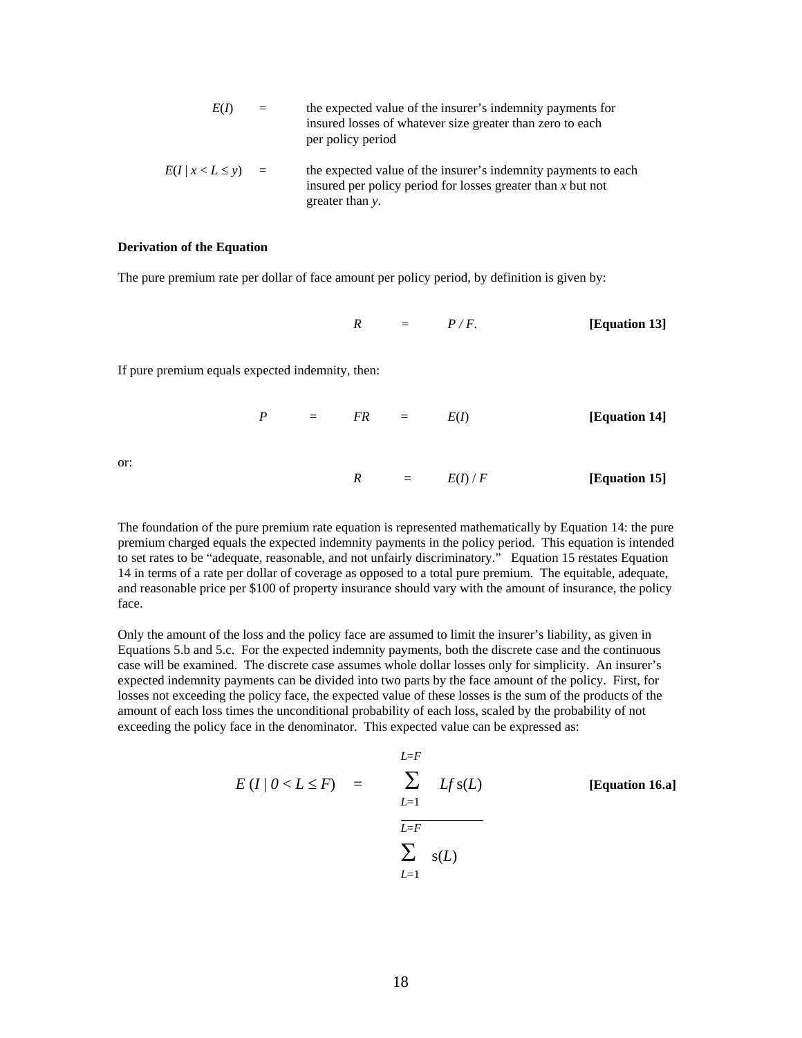$E(I)$ = the expected value of the insurer's indemnity payments for insured losses of whatever size greater than zero to each per policy period

$E(I \mid x < L \leq y)$ = the expected value of the insurer's indemnity payments to each insured per policy period for losses greater than $x$ but not greater than $y$.

**Derivation of the Equation**

The pure premium rate per dollar of face amount per policy period, by definition is given by:

$$R = P / F. \qquad \textbf{[Equation 13]}$$

If pure premium equals expected indemnity, then:

$$P = FR = E(I) \qquad \textbf{[Equation 14]}$$

or:

$$R = E(I) / F \qquad \textbf{[Equation 15]}$$

The foundation of the pure premium rate equation is represented mathematically by Equation 14: the pure premium charged equals the expected indemnity payments in the policy period. This equation is intended to set rates to be "adequate, reasonable, and not unfairly discriminatory." Equation 15 restates Equation 14 in terms of a rate per dollar of coverage as opposed to a total pure premium. The equitable, adequate, and reasonable price per $100 of property insurance should vary with the amount of insurance, the policy face.

Only the amount of the loss and the policy face are assumed to limit the insurer's liability, as given in Equations 5.b and 5.c. For the expected indemnity payments, both the discrete case and the continuous case will be examined. The discrete case assumes whole dollar losses only for simplicity. An insurer's expected indemnity payments can be divided into two parts by the face amount of the policy. First, for losses not exceeding the policy face, the expected value of these losses is the sum of the products of the amount of each loss times the unconditional probability of each loss, scaled by the probability of not exceeding the policy face in the denominator. This expected value can be expressed as:

$$E(I \mid 0 < L \leq F) = \frac{\sum_{L=1}^{L=F} Lf\,\mathrm{s}(L)}{\sum_{L=1}^{L=F} \mathrm{s}(L)} \qquad \textbf{[Equation 16.a]}$$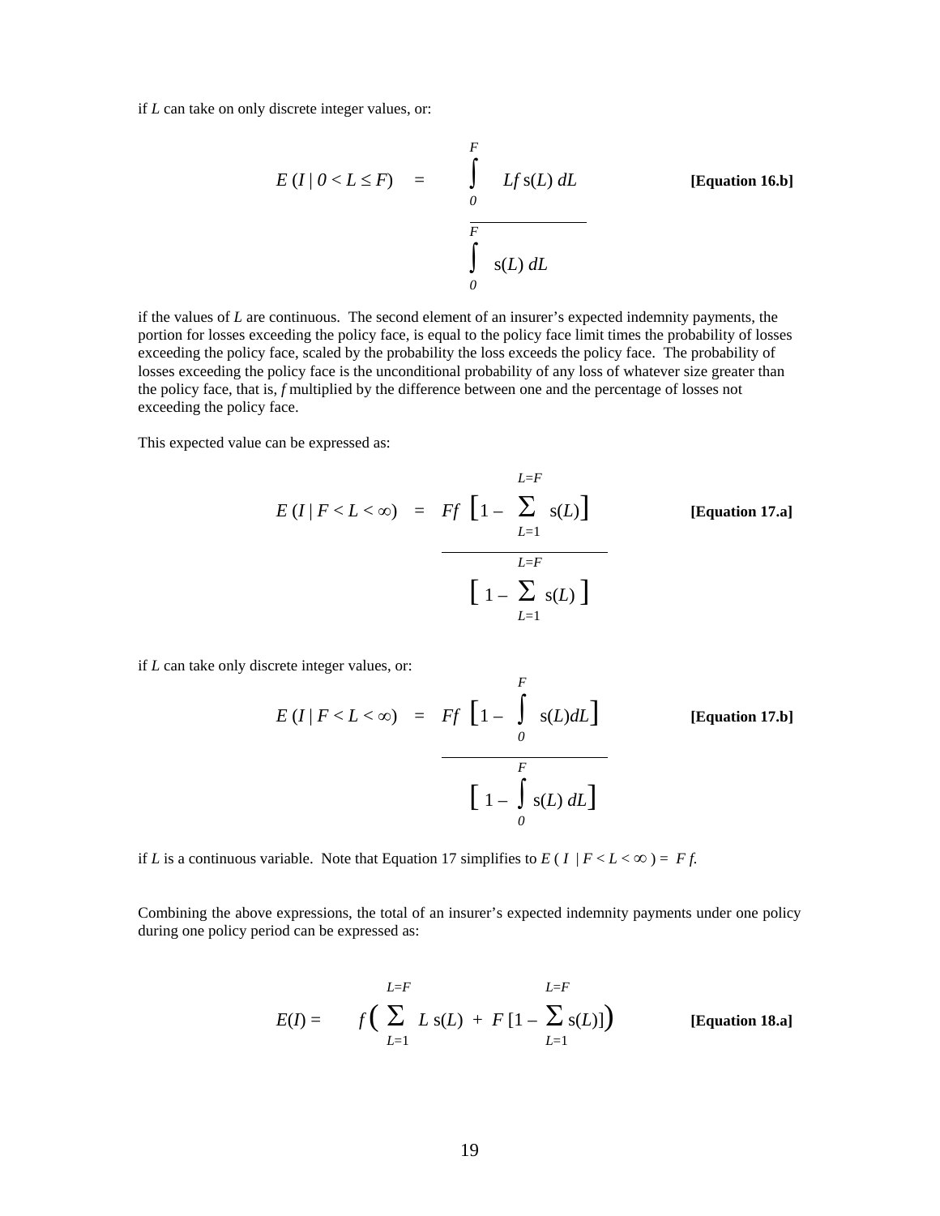if $L$ can take on only discrete integer values, or:

$$E(I \mid 0 < L \leq F) \quad = \quad \frac{\int_0^F Lf\,\mathrm{s}(L)\,dL}{\int_0^F \mathrm{s}(L)\,dL} \qquad \textbf{[Equation 16.b]}$$

if the values of $L$ are continuous. The second element of an insurer's expected indemnity payments, the portion for losses exceeding the policy face, is equal to the policy face limit times the probability of losses exceeding the policy face, scaled by the probability the loss exceeds the policy face. The probability of losses exceeding the policy face is the unconditional probability of any loss of whatever size greater than the policy face, that is, $f$ multiplied by the difference between one and the percentage of losses not exceeding the policy face.

This expected value can be expressed as:

$$E(I \mid F < L < \infty) \quad = \quad \frac{Ff\left[1 - \sum_{L=1}^{L=F} \mathrm{s}(L)\right]}{\left[1 - \sum_{L=1}^{L=F} \mathrm{s}(L)\right]} \qquad \textbf{[Equation 17.a]}$$

if $L$ can take only discrete integer values, or:

$$E(I \mid F < L < \infty) \quad = \quad \frac{Ff\left[1 - \int_0^F \mathrm{s}(L)dL\right]}{\left[1 - \int_0^F \mathrm{s}(L)\,dL\right]} \qquad \textbf{[Equation 17.b]}$$

if $L$ is a continuous variable. Note that Equation 17 simplifies to $E(I \mid F < L < \infty) = Ff$.

Combining the above expressions, the total of an insurer's expected indemnity payments under one policy during one policy period can be expressed as:

$$E(I) = \qquad f\left(\sum_{L=1}^{L=F} L\,\mathrm{s}(L) \; + \; F\left[1 - \sum_{L=1}^{L=F} \mathrm{s}(L)\right]\right) \qquad \textbf{[Equation 18.a]}$$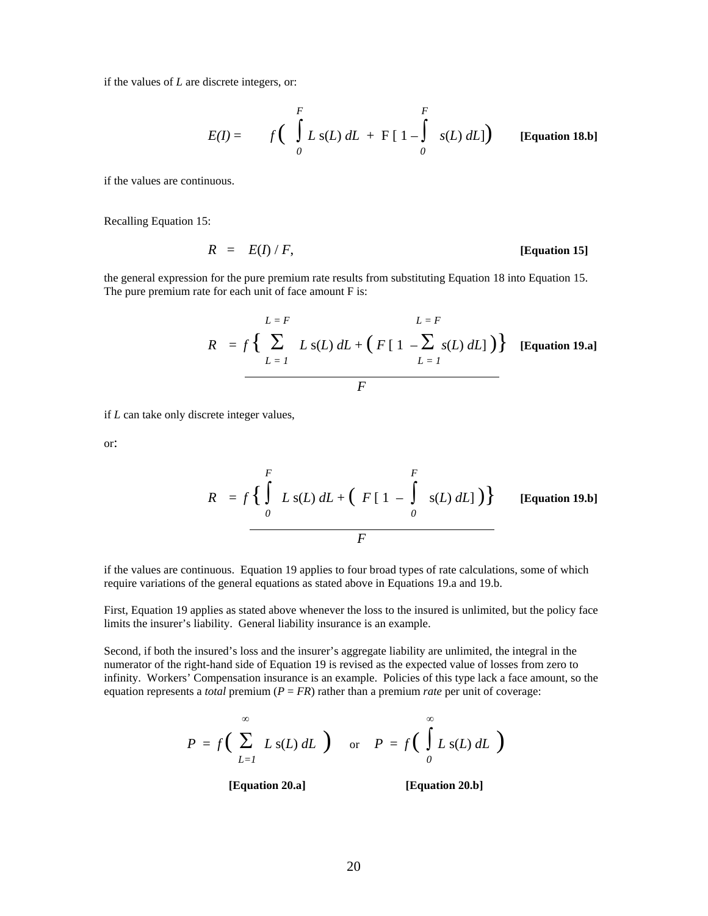if the values of $L$ are discrete integers, or:

$$E(I) = \quad f\left( \int_{0}^{F} L\, \mathrm{s}(L)\, dL \; + \; \mathrm{F}\left[ 1 - \int_{0}^{F} s(L)\, dL \right] \right) \qquad \textbf{[Equation 18.b]}$$

if the values are continuous.

Recalling Equation 15:

$$R \;=\; E(I)\,/\,F, \qquad \textbf{[Equation 15]}$$

the general expression for the pure premium rate results from substituting Equation 18 into Equation 15. The pure premium rate for each unit of face amount F is:

$$R \;=\; \frac{f\left\{ \sum_{L=1}^{L=F} L\, \mathrm{s}(L)\, dL + \left( F\left[ 1 - \sum_{L=1}^{L=F} s(L)\, dL \right] \right) \right\}}{F} \qquad \textbf{[Equation 19.a]}$$

if $L$ can take only discrete integer values,

or:

$$R \;=\; \frac{f\left\{ \int_{0}^{F} L\, \mathrm{s}(L)\, dL + \left( F\left[ 1 - \int_{0}^{F} \mathrm{s}(L)\, dL \right] \right) \right\}}{F} \qquad \textbf{[Equation 19.b]}$$

if the values are continuous. Equation 19 applies to four broad types of rate calculations, some of which require variations of the general equations as stated above in Equations 19.a and 19.b.

First, Equation 19 applies as stated above whenever the loss to the insured is unlimited, but the policy face limits the insurer's liability. General liability insurance is an example.

Second, if both the insured's loss and the insurer's aggregate liability are unlimited, the integral in the numerator of the right-hand side of Equation 19 is revised as the expected value of losses from zero to infinity. Workers' Compensation insurance is an example. Policies of this type lack a face amount, so the equation represents a *total* premium ($P = FR$) rather than a premium *rate* per unit of coverage:

$$P \;=\; f\left( \sum_{L=1}^{\infty} L\, \mathrm{s}(L)\, dL \right) \quad \text{or} \quad P \;=\; f\left( \int_{0}^{\infty} L\, \mathrm{s}(L)\, dL \right)$$

**[Equation 20.a]** **[Equation 20.b]**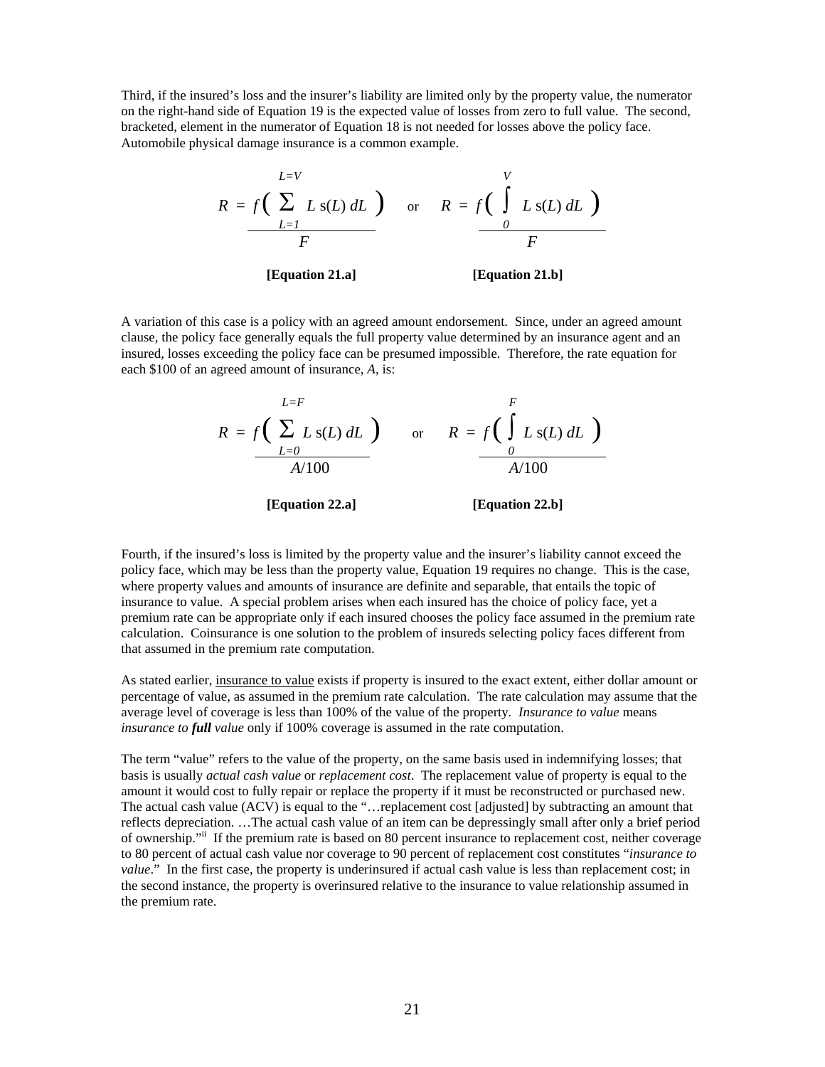Third, if the insured's loss and the insurer's liability are limited only by the property value, the numerator on the right-hand side of Equation 19 is the expected value of losses from zero to full value. The second, bracketed, element in the numerator of Equation 18 is not needed for losses above the policy face. Automobile physical damage insurance is a common example.

$$R = \frac{f\left( \sum_{L=1}^{L=V} L \, \mathrm{s}(L) \, dL \right)}{F} \quad \text{or} \quad R = \frac{f\left( \int_{0}^{V} L \, \mathrm{s}(L) \, dL \right)}{F}$$

**[Equation 21.a]** **[Equation 21.b]**

A variation of this case is a policy with an agreed amount endorsement. Since, under an agreed amount clause, the policy face generally equals the full property value determined by an insurance agent and an insured, losses exceeding the policy face can be presumed impossible. Therefore, the rate equation for each \$100 of an agreed amount of insurance, *A*, is:

$$R = \frac{f\left( \sum_{L=0}^{L=F} L \, \mathrm{s}(L) \, dL \right)}{A/100} \quad \text{or} \quad R = \frac{f\left( \int_{0}^{F} L \, \mathrm{s}(L) \, dL \right)}{A/100}$$

**[Equation 22.a]** **[Equation 22.b]**

Fourth, if the insured's loss is limited by the property value and the insurer's liability cannot exceed the policy face, which may be less than the property value, Equation 19 requires no change. This is the case, where property values and amounts of insurance are definite and separable, that entails the topic of insurance to value. A special problem arises when each insured has the choice of policy face, yet a premium rate can be appropriate only if each insured chooses the policy face assumed in the premium rate calculation. Coinsurance is one solution to the problem of insureds selecting policy faces different from that assumed in the premium rate computation.

As stated earlier, insurance to value exists if property is insured to the exact extent, either dollar amount or percentage of value, as assumed in the premium rate calculation. The rate calculation may assume that the average level of coverage is less than 100% of the value of the property. *Insurance to value* means *insurance to **full** value* only if 100% coverage is assumed in the rate computation.

The term "value" refers to the value of the property, on the same basis used in indemnifying losses; that basis is usually *actual cash value* or *replacement cost*. The replacement value of property is equal to the amount it would cost to fully repair or replace the property if it must be reconstructed or purchased new. The actual cash value (ACV) is equal to the "…replacement cost [adjusted] by subtracting an amount that reflects depreciation. …The actual cash value of an item can be depressingly small after only a brief period of ownership."[ii] If the premium rate is based on 80 percent insurance to replacement cost, neither coverage to 80 percent of actual cash value nor coverage to 90 percent of replacement cost constitutes "*insurance to value*." In the first case, the property is underinsured if actual cash value is less than replacement cost; in the second instance, the property is overinsured relative to the insurance to value relationship assumed in the premium rate.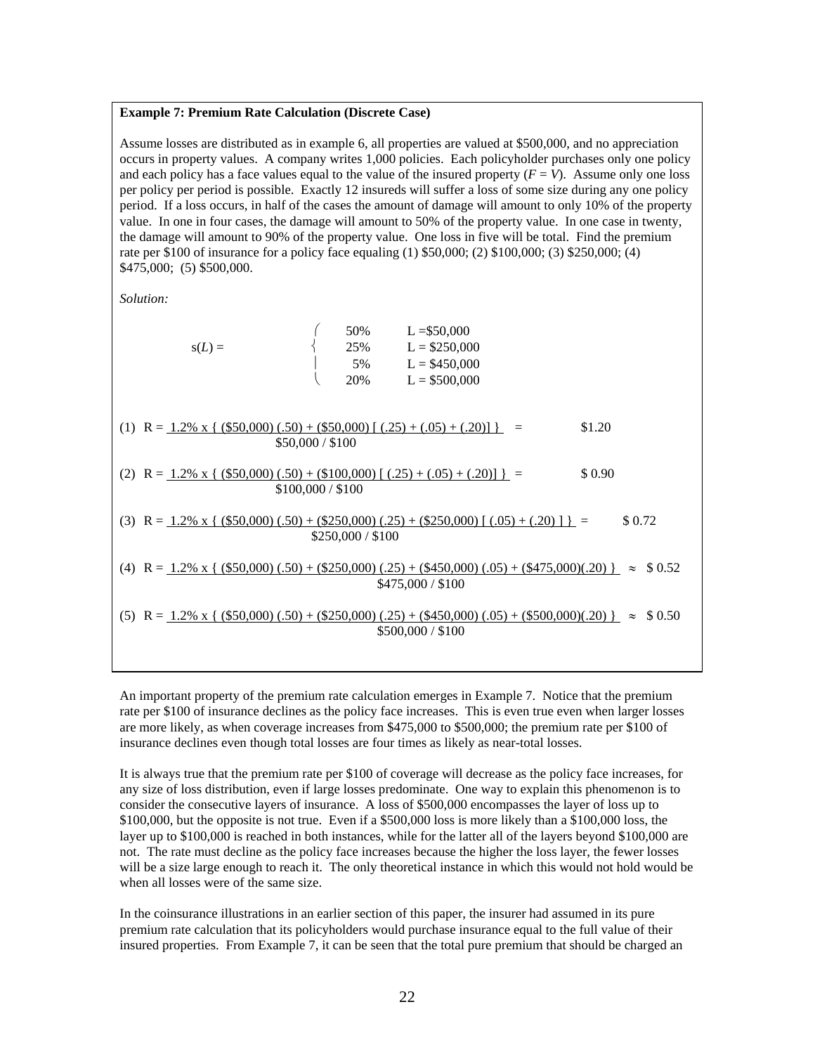**Example 7: Premium Rate Calculation (Discrete Case)**

Assume losses are distributed as in example 6, all properties are valued at \$500,000, and no appreciation occurs in property values. A company writes 1,000 policies. Each policyholder purchases only one policy and each policy has a face values equal to the value of the insured property ($F = V$). Assume only one loss per policy per period is possible. Exactly 12 insureds will suffer a loss of some size during any one policy period. If a loss occurs, in half of the cases the amount of damage will amount to only 10% of the property value. In one in four cases, the damage will amount to 50% of the property value. In one case in twenty, the damage will amount to 90% of the property value. One loss in five will be total. Find the premium rate per \$100 of insurance for a policy face equaling (1) \$50,000; (2) \$100,000; (3) \$250,000; (4) \$475,000; (5) \$500,000.

*Solution:*

$$s(L) = \begin{cases} 50\% & L = \$50{,}000 \\ 25\% & L = \$250{,}000 \\ 5\% & L = \$450{,}000 \\ 20\% & L = \$500{,}000 \end{cases}$$

(1) $$R = \frac{1.2\% \times \{ (\$50{,}000)(.50) + (\$50{,}000)[(.25) + (.05) + (.20)] \}}{\$50{,}000 / \$100} = \$1.20$$

(2) $$R = \frac{1.2\% \times \{ (\$50{,}000)(.50) + (\$100{,}000)[(.25) + (.05) + (.20)] \}}{\$100{,}000 / \$100} = \$0.90$$

(3) $$R = \frac{1.2\% \times \{ (\$50{,}000)(.50) + (\$250{,}000)(.25) + (\$250{,}000)[(.05) + (.20)] \}}{\$250{,}000 / \$100} = \$0.72$$

(4) $$R = \frac{1.2\% \times \{ (\$50{,}000)(.50) + (\$250{,}000)(.25) + (\$450{,}000)(.05) + (\$475{,}000)(.20) \}}{\$475{,}000 / \$100} \approx \$0.52$$

(5) $$R = \frac{1.2\% \times \{ (\$50{,}000)(.50) + (\$250{,}000)(.25) + (\$450{,}000)(.05) + (\$500{,}000)(.20) \}}{\$500{,}000 / \$100} \approx \$0.50$$

An important property of the premium rate calculation emerges in Example 7. Notice that the premium rate per \$100 of insurance declines as the policy face increases. This is even true even when larger losses are more likely, as when coverage increases from \$475,000 to \$500,000; the premium rate per \$100 of insurance declines even though total losses are four times as likely as near-total losses.

It is always true that the premium rate per \$100 of coverage will decrease as the policy face increases, for any size of loss distribution, even if large losses predominate. One way to explain this phenomenon is to consider the consecutive layers of insurance. A loss of \$500,000 encompasses the layer of loss up to \$100,000, but the opposite is not true. Even if a \$500,000 loss is more likely than a \$100,000 loss, the layer up to \$100,000 is reached in both instances, while for the latter all of the layers beyond \$100,000 are not. The rate must decline as the policy face increases because the higher the loss layer, the fewer losses will be a size large enough to reach it. The only theoretical instance in which this would not hold would be when all losses were of the same size.

In the coinsurance illustrations in an earlier section of this paper, the insurer had assumed in its pure premium rate calculation that its policyholders would purchase insurance equal to the full value of their insured properties. From Example 7, it can be seen that the total pure premium that should be charged an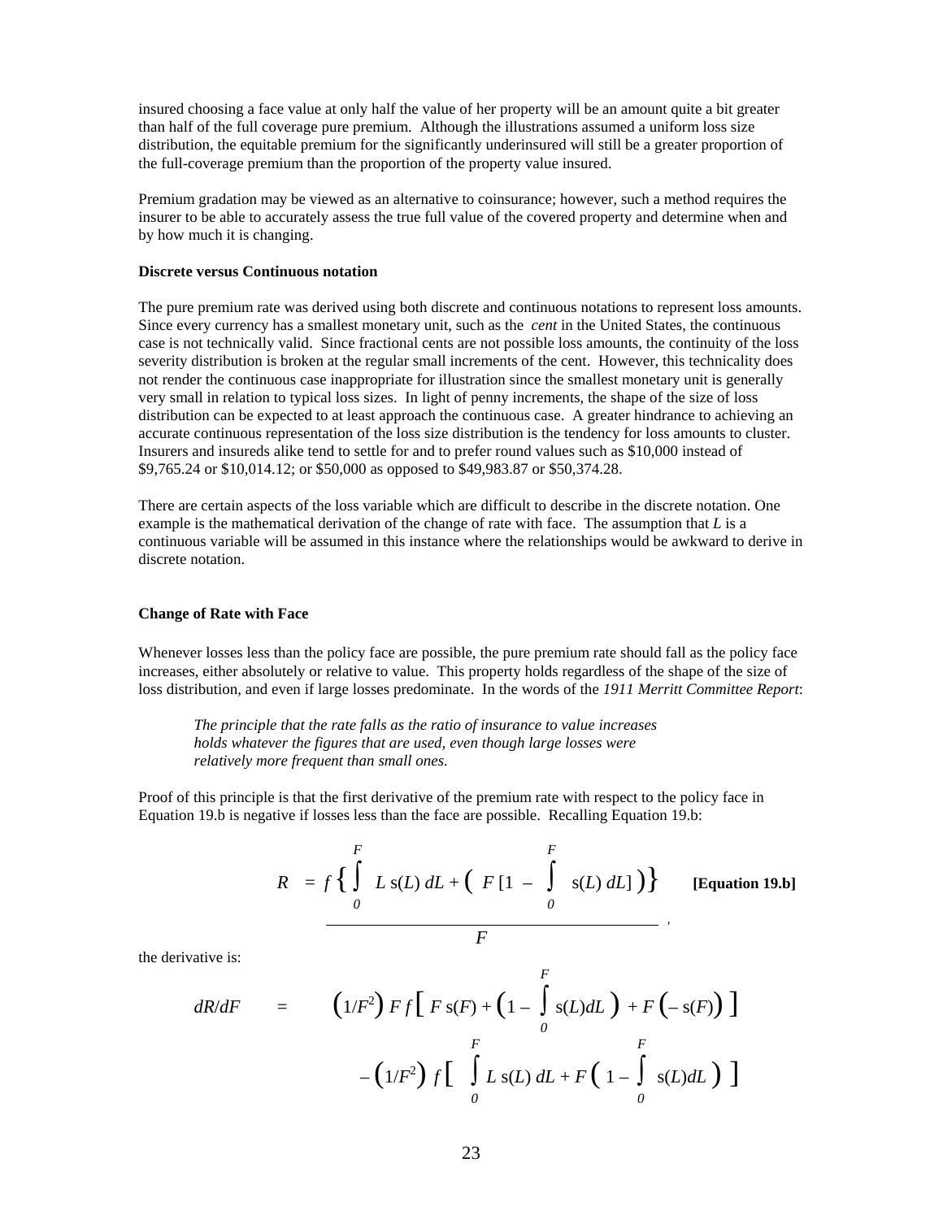insured choosing a face value at only half the value of her property will be an amount quite a bit greater than half of the full coverage pure premium. Although the illustrations assumed a uniform loss size distribution, the equitable premium for the significantly underinsured will still be a greater proportion of the full-coverage premium than the proportion of the property value insured.

Premium gradation may be viewed as an alternative to coinsurance; however, such a method requires the insurer to be able to accurately assess the true full value of the covered property and determine when and by how much it is changing.

**Discrete versus Continuous notation**

The pure premium rate was derived using both discrete and continuous notations to represent loss amounts. Since every currency has a smallest monetary unit, such as the *cent* in the United States, the continuous case is not technically valid. Since fractional cents are not possible loss amounts, the continuity of the loss severity distribution is broken at the regular small increments of the cent. However, this technicality does not render the continuous case inappropriate for illustration since the smallest monetary unit is generally very small in relation to typical loss sizes. In light of penny increments, the shape of the size of loss distribution can be expected to at least approach the continuous case. A greater hindrance to achieving an accurate continuous representation of the loss size distribution is the tendency for loss amounts to cluster. Insurers and insureds alike tend to settle for and to prefer round values such as $10,000 instead of $9,765.24 or $10,014.12; or $50,000 as opposed to $49,983.87 or $50,374.28.

There are certain aspects of the loss variable which are difficult to describe in the discrete notation. One example is the mathematical derivation of the change of rate with face. The assumption that $L$ is a continuous variable will be assumed in this instance where the relationships would be awkward to derive in discrete notation.

**Change of Rate with Face**

Whenever losses less than the policy face are possible, the pure premium rate should fall as the policy face increases, either absolutely or relative to value. This property holds regardless of the shape of the size of loss distribution, and even if large losses predominate. In the words of the *1911 Merritt Committee Report*:

> *The principle that the rate falls as the ratio of insurance to value increases holds whatever the figures that are used, even though large losses were relatively more frequent than small ones.*

Proof of this principle is that the first derivative of the premium rate with respect to the policy face in Equation 19.b is negative if losses less than the face are possible. Recalling Equation 19.b:

$$R = \frac{f\left\{\int_0^F L\,s(L)\,dL + \left(F\left[1 - \int_0^F s(L)\,dL\right]\right)\right\}}{F}, \qquad \textbf{[Equation 19.b]}$$

the derivative is:

$$\begin{aligned} dR/dF \quad = \quad & \left(1/F^2\right) F\,f\left[\,F\,s(F) + \left(1 - \int_0^F s(L)dL\right) + F\left(-\,s(F)\right)\right] \\ & - \left(1/F^2\right) f\left[\int_0^F L\,s(L)\,dL + F\left(1 - \int_0^F s(L)dL\right)\right] \end{aligned}$$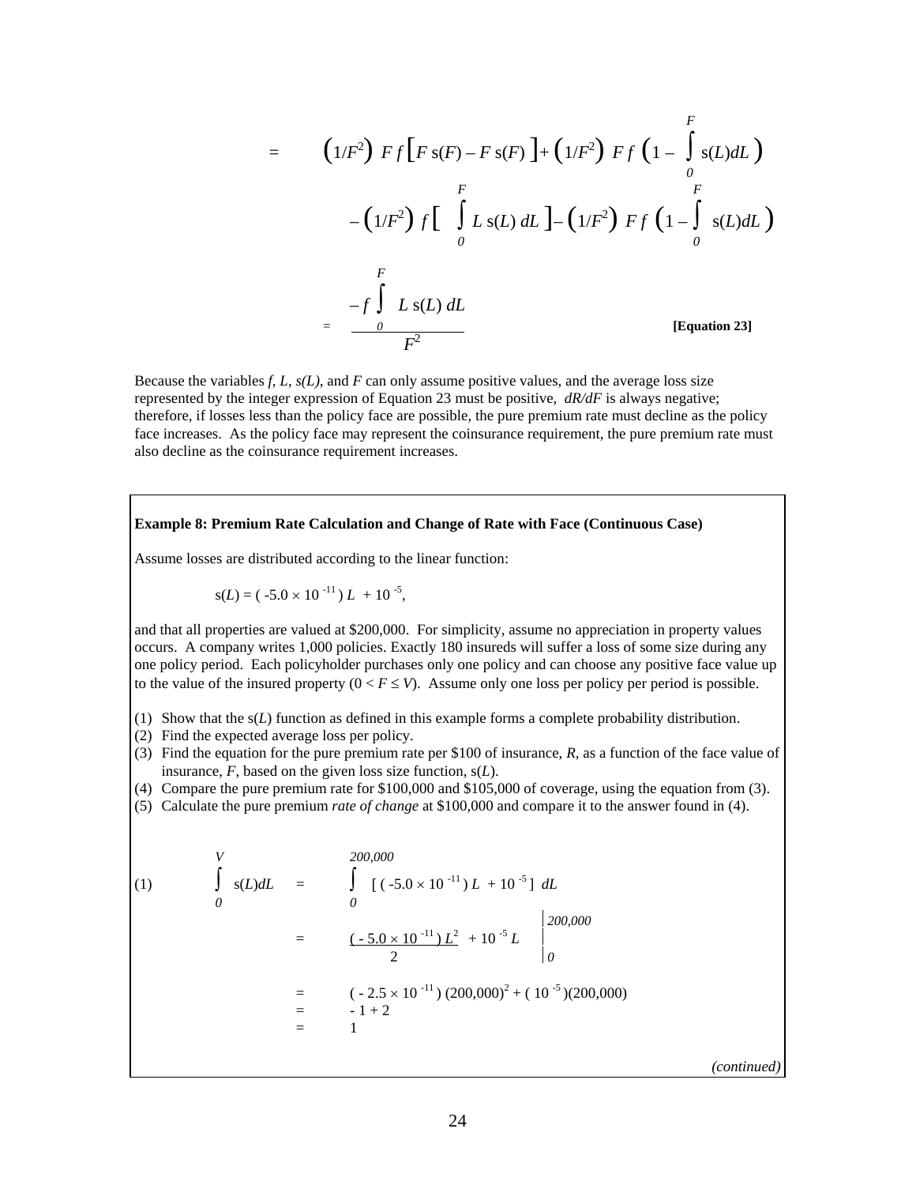$$= \left(1/F^2\right) F f \left[F \, s(F) - F \, s(F)\right] + \left(1/F^2\right) F f \left(1 - \int_0^F s(L) dL\right)$$

$$- \left(1/F^2\right) f \left[\int_0^F L \, s(L) \, dL\right] - \left(1/F^2\right) F f \left(1 - \int_0^F s(L) dL\right)$$

$$= \frac{-f \int_0^F L \, s(L) \, dL}{F^2} \qquad \textbf{[Equation 23]}$$

Because the variables *f, L, s(L)*, and *F* can only assume positive values, and the average loss size represented by the integer expression of Equation 23 must be positive, *dR/dF* is always negative; therefore, if losses less than the policy face are possible, the pure premium rate must decline as the policy face increases. As the policy face may represent the coinsurance requirement, the pure premium rate must also decline as the coinsurance requirement increases.

**Example 8: Premium Rate Calculation and Change of Rate with Face (Continuous Case)**

Assume losses are distributed according to the linear function:

$$s(L) = ( -5.0 \times 10^{-11} ) \, L + 10^{-5},$$

and that all properties are valued at \$200,000. For simplicity, assume no appreciation in property values occurs. A company writes 1,000 policies. Exactly 180 insureds will suffer a loss of some size during any one policy period. Each policyholder purchases only one policy and can choose any positive face value up to the value of the insured property ($0 < F \le V$). Assume only one loss per policy per period is possible.

(1) Show that the s($L$) function as defined in this example forms a complete probability distribution.
(2) Find the expected average loss per policy.
(3) Find the equation for the pure premium rate per \$100 of insurance, $R$, as a function of the face value of insurance, $F$, based on the given loss size function, s($L$).
(4) Compare the pure premium rate for \$100,000 and \$105,000 of coverage, using the equation from (3).
(5) Calculate the pure premium *rate of change* at \$100,000 and compare it to the answer found in (4).

(1)
$$\int_0^V s(L) dL = \int_0^{200,000} \left[ ( -5.0 \times 10^{-11} ) \, L + 10^{-5} \right] dL$$

$$= \left. \frac{( -5.0 \times 10^{-11} ) \, L^2}{2} + 10^{-5} L \right|_0^{200,000}$$

$$= ( -2.5 \times 10^{-11} ) (200,000)^2 + ( 10^{-5} )(200,000)$$

$$= -1 + 2$$

$$= 1$$

*(continued)*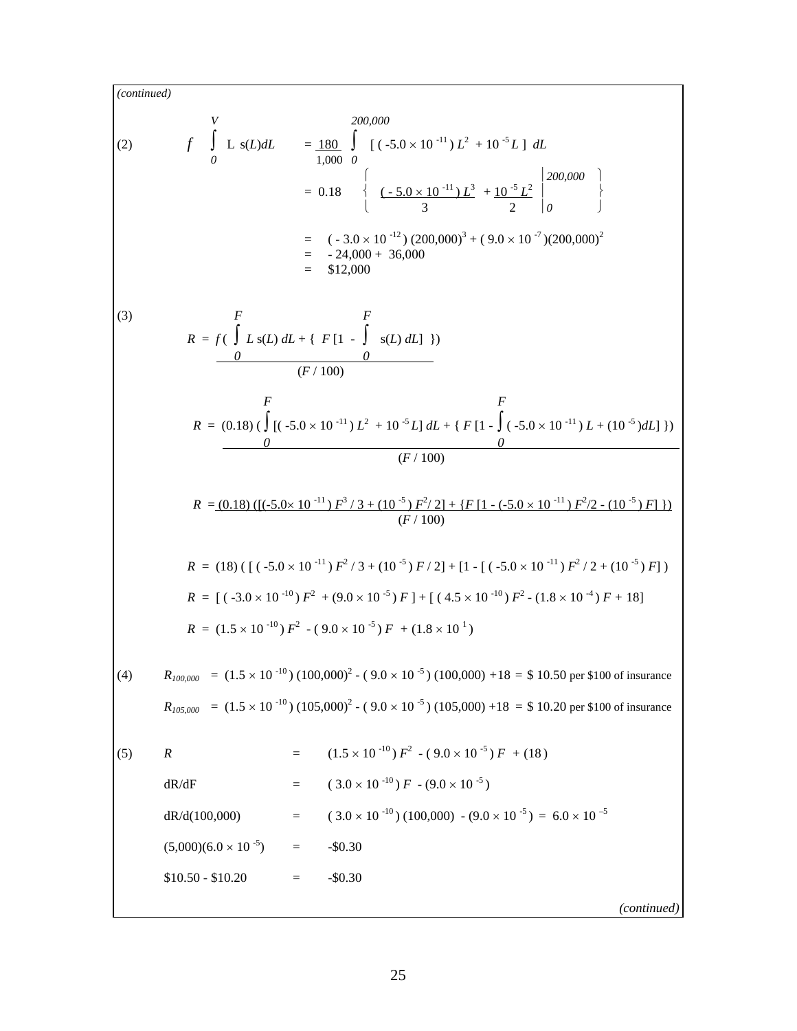*(continued)*

(2)

$$f \int_0^V L\ s(L)dL = \frac{180}{1{,}000} \int_0^{200{,}000} [\,(-5.0 \times 10^{-11})\,L^2 + 10^{-5}L\,]\ dL$$

$$= 0.18 \left\{ \frac{(-5.0 \times 10^{-11})\,L^3}{3} + \frac{10^{-5}\,L^2}{2} \Bigg|_0^{200{,}000} \right\}$$

$$= (-3.0 \times 10^{-12})\,(200{,}000)^3 + (9.0 \times 10^{-7})(200{,}000)^2$$

$$= -24{,}000 + 36{,}000$$

$$= \$12{,}000$$

(3)

$$R = \frac{f\left(\int_0^F L\ s(L)\ dL + \{\ F\,[1 - \int_0^F s(L)\ dL]\ \}\right)}{(F / 100)}$$

$$R = \frac{(0.18)\left(\int_0^F [(-5.0 \times 10^{-11})\,L^2 + 10^{-5}L]\ dL + \{\ F\,[1 - \int_0^F (-5.0 \times 10^{-11})\,L + (10^{-5})dL]\ \}\right)}{(F / 100)}$$

$$R = \frac{(0.18)\left([(-5.0\times 10^{-11})\,F^3 / 3 + (10^{-5})\,F^2/ 2] + \{F\,[1 - (-5.0 \times 10^{-11})\,F^2/2 - (10^{-5})\,F]\ \}\right)}{(F / 100)}$$

$$R = (18)\,(\,[\,(-5.0 \times 10^{-11})\,F^2 / 3 + (10^{-5})\,F / 2] + [1 - [\,(-5.0 \times 10^{-11})\,F^2 / 2 + (10^{-5})\,F]\,)$$

$$R = [\,(-3.0 \times 10^{-10})\,F^2 + (9.0 \times 10^{-5})\,F\,] + [\,(4.5 \times 10^{-10})\,F^2 - (1.8 \times 10^{-4})\,F + 18]$$

$$R = (1.5 \times 10^{-10})\,F^2 - (9.0 \times 10^{-5})\,F + (1.8 \times 10^{1})$$

(4)

$R_{100{,}000} = (1.5 \times 10^{-10})\,(100{,}000)^2 - (9.0 \times 10^{-5})\,(100{,}000) + 18 = \$\,10.50$ per \$100 of insurance

$R_{105{,}000} = (1.5 \times 10^{-10})\,(105{,}000)^2 - (9.0 \times 10^{-5})\,(105{,}000) + 18 = \$\,10.20$ per \$100 of insurance

(5)

| | | |
|---|---|---|
| $R$ | = | $(1.5 \times 10^{-10})\,F^2 - (9.0 \times 10^{-5})\,F + (18)$ |
| $dR/dF$ | = | $(3.0 \times 10^{-10})\,F - (9.0 \times 10^{-5})$ |
| $dR/d(100{,}000)$ | = | $(3.0 \times 10^{-10})\,(100{,}000) - (9.0 \times 10^{-5}) = 6.0 \times 10^{-5}$ |
| $(5{,}000)(6.0 \times 10^{-5})$ | = | -\$0.30 |
| \$10.50 - \$10.20 | = | -\$0.30 |

*(continued)*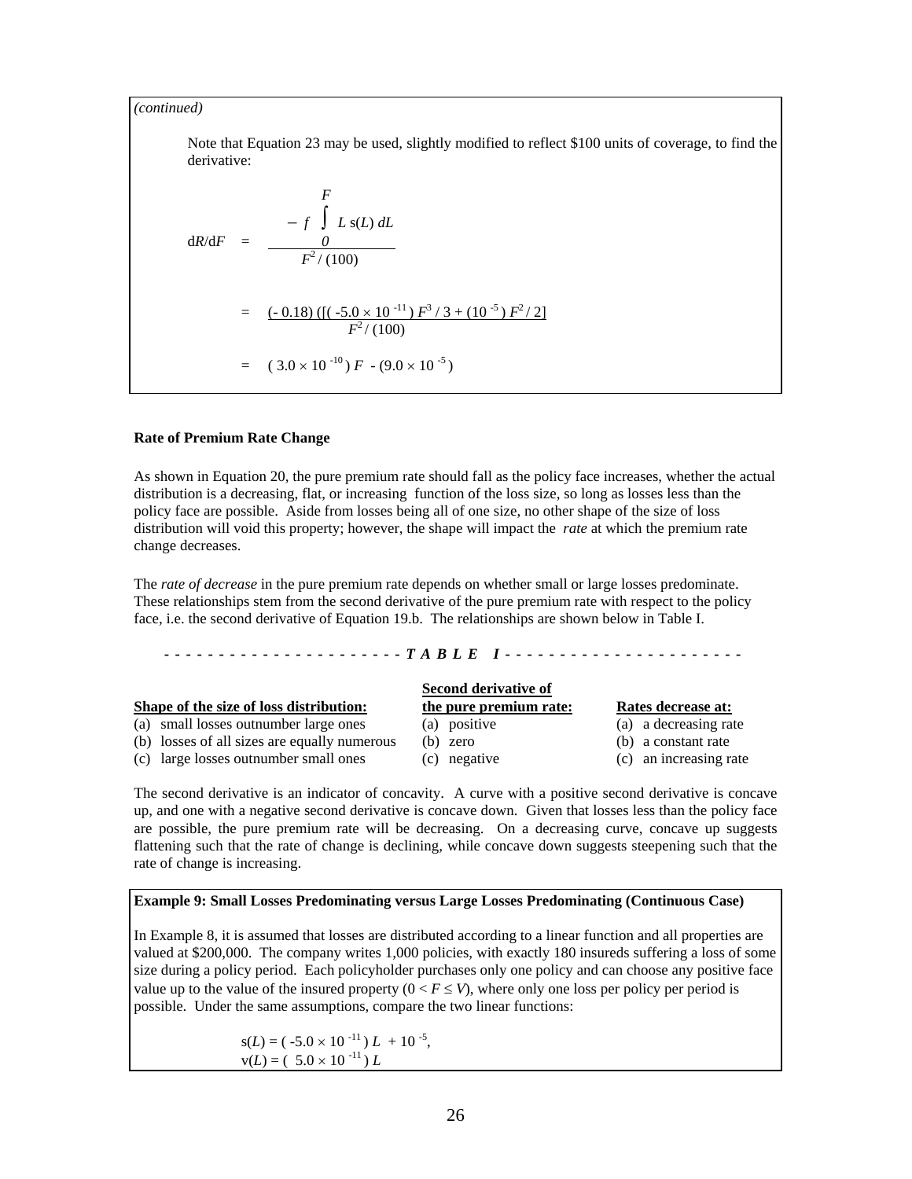*(continued)*

Note that Equation 23 may be used, slightly modified to reflect \$100 units of coverage, to find the derivative:

$$dR/dF = \frac{-f \int_0^F L\, s(L)\, dL}{F^2/(100)}$$

$$= \frac{(-0.18)\left([(-5.0 \times 10^{-11})\, F^3/3 + (10^{-5})\, F^2/2]\right.}{F^2/(100)}$$

$$= (3.0 \times 10^{-10})\, F - (9.0 \times 10^{-5})$$

**Rate of Premium Rate Change**

As shown in Equation 20, the pure premium rate should fall as the policy face increases, whether the actual distribution is a decreasing, flat, or increasing function of the loss size, so long as losses less than the policy face are possible. Aside from losses being all of one size, no other shape of the size of loss distribution will void this property; however, the shape will impact the *rate* at which the premium rate change decreases.

The *rate of decrease* in the pure premium rate depends on whether small or large losses predominate. These relationships stem from the second derivative of the pure premium rate with respect to the policy face, i.e. the second derivative of Equation 19.b. The relationships are shown below in Table I.

**- - - - - - - - - - - - - - - - - - - - - - *T A B L E I* - - - - - - - - - - - - - - - - - - - - - -**

| Shape of the size of loss distribution: | Second derivative of the pure premium rate: | Rates decrease at: |
|---|---|---|
| (a) small losses outnumber large ones | (a) positive | (a) a decreasing rate |
| (b) losses of all sizes are equally numerous | (b) zero | (b) a constant rate |
| (c) large losses outnumber small ones | (c) negative | (c) an increasing rate |

The second derivative is an indicator of concavity. A curve with a positive second derivative is concave up, and one with a negative second derivative is concave down. Given that losses less than the policy face are possible, the pure premium rate will be decreasing. On a decreasing curve, concave up suggests flattening such that the rate of change is declining, while concave down suggests steepening such that the rate of change is increasing.

**Example 9: Small Losses Predominating versus Large Losses Predominating (Continuous Case)**

In Example 8, it is assumed that losses are distributed according to a linear function and all properties are valued at \$200,000. The company writes 1,000 policies, with exactly 180 insureds suffering a loss of some size during a policy period. Each policyholder purchases only one policy and can choose any positive face value up to the value of the insured property ($0 < F \leq V$), where only one loss per policy per period is possible. Under the same assumptions, compare the two linear functions:

$$s(L) = (-5.0 \times 10^{-11})\, L + 10^{-5},$$
$$v(L) = (5.0 \times 10^{-11})\, L$$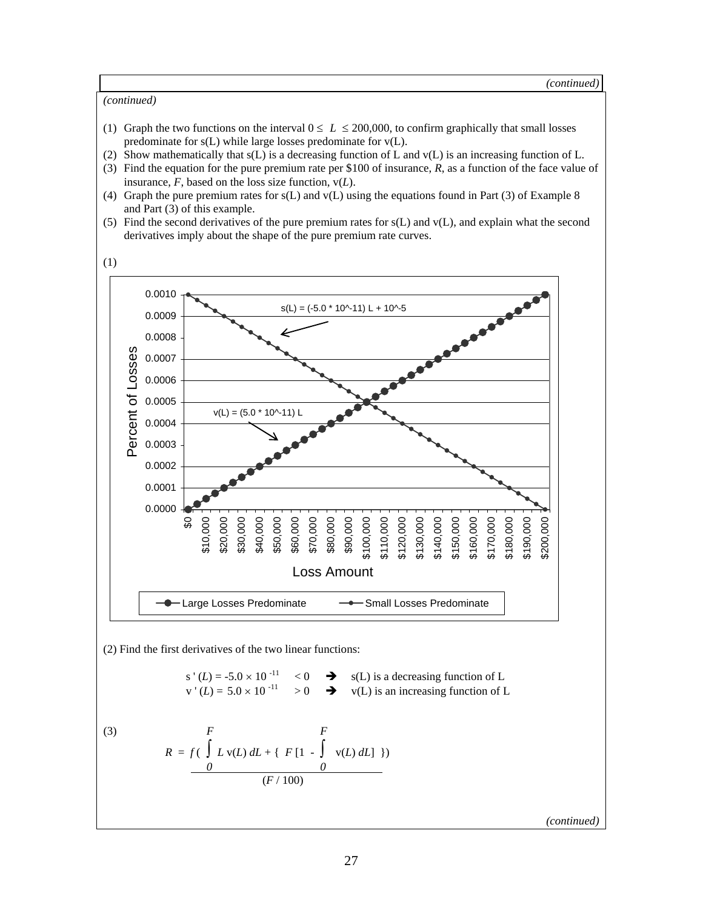*(continued)*

*(continued)*

1. Graph the two functions on the interval $0 \leq L \leq 200{,}000$, to confirm graphically that small losses predominate for s(L) while large losses predominate for v(L).
2. Show mathematically that s(L) is a decreasing function of L and v(L) is an increasing function of L.
3. Find the equation for the pure premium rate per $100 of insurance, *R*, as a function of the face value of insurance, *F*, based on the loss size function, v(*L*).
4. Graph the pure premium rates for s(L) and v(L) using the equations found in Part (3) of Example 8 and Part (3) of this example.
5. Find the second derivatives of the pure premium rates for s(L) and v(L), and explain what the second derivatives imply about the shape of the pure premium rate curves.

(1)

Chart: Percent of Losses vs. Loss Amount ($0 to $200,000)

- s(L) = (-5.0 * 10^-11) L + 10^-5 (Small Losses Predominate): decreasing line from 0.0010 at $0 to 0.0000 at $200,000
- v(L) = (5.0 * 10^-11) L (Large Losses Predominate): increasing line from 0.0000 at $0 to 0.0010 at $200,000
- The two lines cross at $100,000, at 0.0005

(2) Find the first derivatives of the two linear functions:

$$s'(L) = -5.0 \times 10^{-11} < 0 \quad \Rightarrow \quad \text{s(L) is a decreasing function of L}$$

$$v'(L) = 5.0 \times 10^{-11} > 0 \quad \Rightarrow \quad \text{v(L) is an increasing function of L}$$

(3)

$$R = \frac{f\left(\int_0^F L\,v(L)\,dL + \left\{ F\left[1 - \int_0^F v(L)\,dL\right] \right\}\right)}{(F/100)}$$

*(continued)*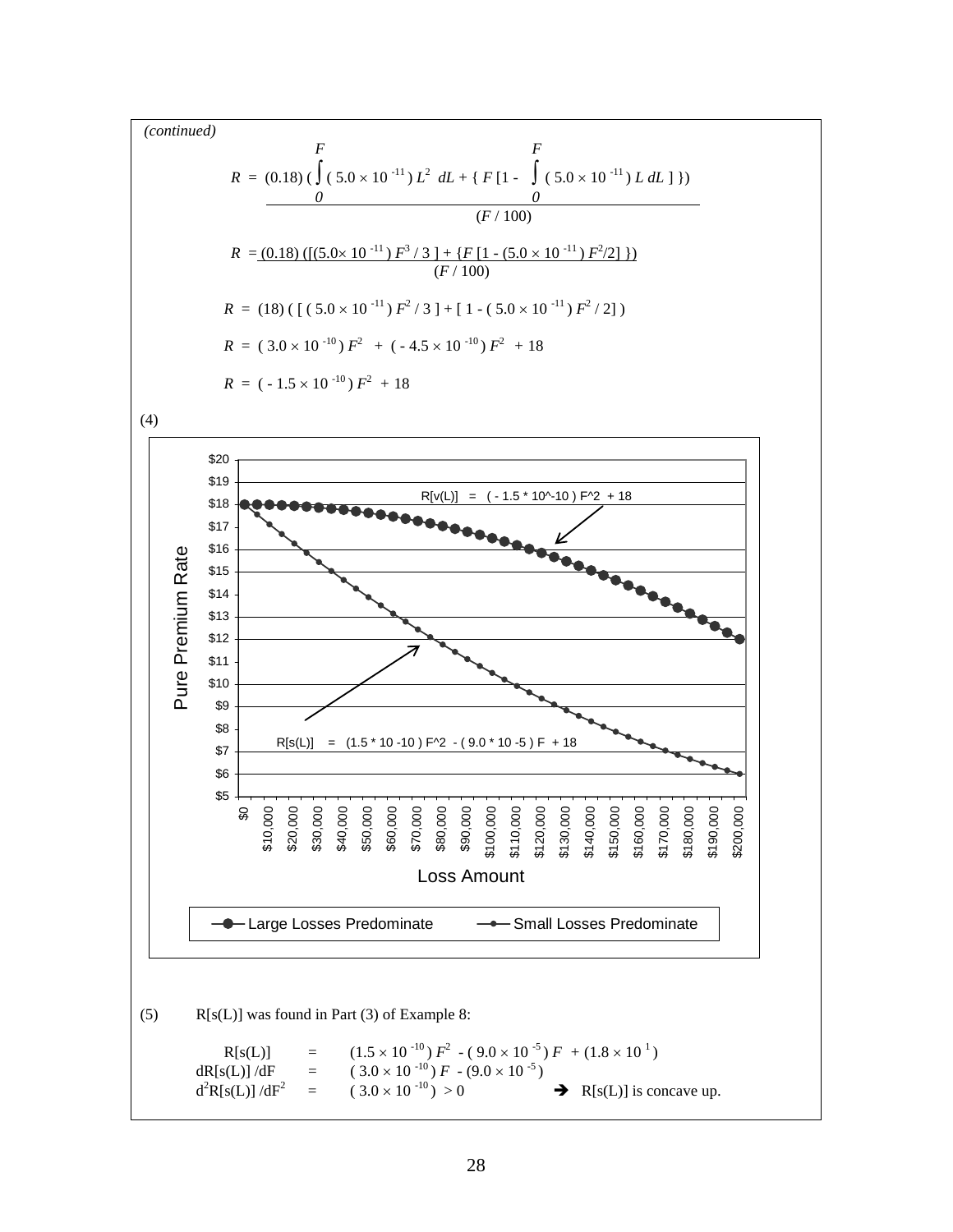*(continued)*

$$R = \frac{(0.18)\left(\int_0^F (5.0 \times 10^{-11})\, L^2 \, dL + \{ F\,[1 - \int_0^F (5.0 \times 10^{-11})\, L \, dL\,] \}\right)}{(F / 100)}$$

$$R = \frac{(0.18)\left([(5.0 \times 10^{-11})\, F^3 / 3\,] + \{F\,[1 - (5.0 \times 10^{-11})\, F^2/2]\,\}\right)}{(F / 100)}$$

$$R = (18)\left(\,[\,(5.0 \times 10^{-11})\, F^2 / 3\,] + [\,1 - (5.0 \times 10^{-11})\, F^2 / 2]\,\right)$$

$$R = (3.0 \times 10^{-10})\, F^2 + (-4.5 \times 10^{-10})\, F^2 + 18$$

$$R = (-1.5 \times 10^{-10})\, F^2 + 18$$

(4)

Chart: Pure Premium Rate vs. Loss Amount ($0 to $200,000)

- R[v(L)] = ( - 1.5 * 10^-10 ) F^2 + 18 (Large Losses Predominate)
- R[s(L)] = (1.5 * 10 -10 ) F^2 - ( 9.0 * 10 -5 ) F + 18 (Small Losses Predominate)

(5) R[s(L)] was found in Part (3) of Example 8:

$$R[s(L)] = (1.5 \times 10^{-10})\, F^2 - (9.0 \times 10^{-5})\, F + (1.8 \times 10^{1})$$

$$dR[s(L)]/dF = (3.0 \times 10^{-10})\, F - (9.0 \times 10^{-5})$$

$$d^2R[s(L)]/dF^2 = (3.0 \times 10^{-10}) > 0 \quad \Rightarrow \quad R[s(L)] \text{ is concave up.}$$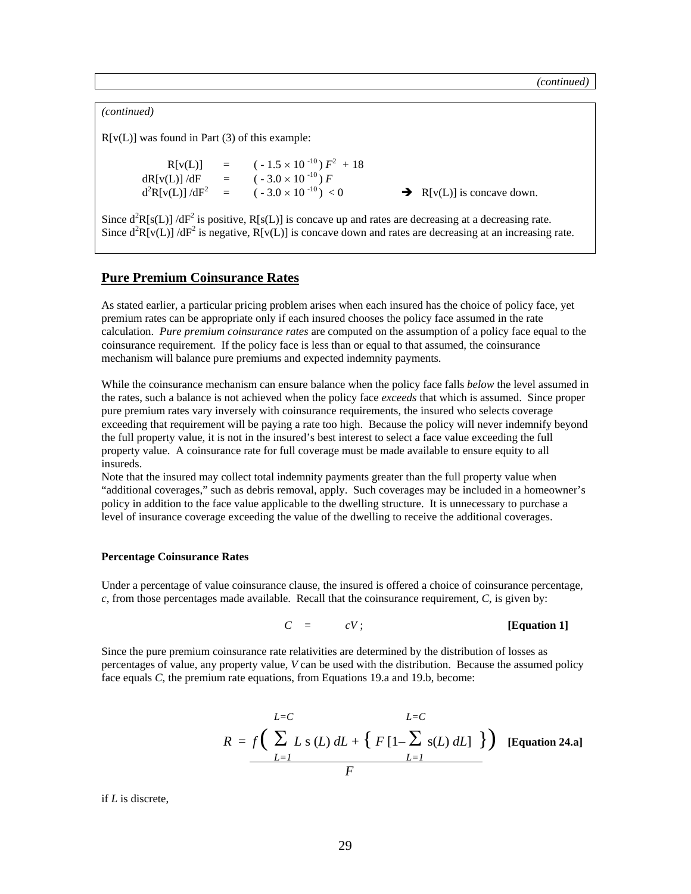*(continued)*

*(continued)*

R[v(L)] was found in Part (3) of this example:

$$R[v(L)] = (-1.5 \times 10^{-10})\, F^2 + 18$$
$$dR[v(L)]/dF = (-3.0 \times 10^{-10})\, F$$
$$d^2R[v(L)]/dF^2 = (-3.0 \times 10^{-10}) < 0 \quad \Rightarrow \text{R[v(L)] is concave down.}$$

Since $d^2R[s(L)]/dF^2$ is positive, R[s(L)] is concave up and rates are decreasing at a decreasing rate.
Since $d^2R[v(L)]/dF^2$ is negative, R[v(L)] is concave down and rates are decreasing at an increasing rate.

## Pure Premium Coinsurance Rates

As stated earlier, a particular pricing problem arises when each insured has the choice of policy face, yet premium rates can be appropriate only if each insured chooses the policy face assumed in the rate calculation. *Pure premium coinsurance rates* are computed on the assumption of a policy face equal to the coinsurance requirement. If the policy face is less than or equal to that assumed, the coinsurance mechanism will balance pure premiums and expected indemnity payments.

While the coinsurance mechanism can ensure balance when the policy face falls *below* the level assumed in the rates, such a balance is not achieved when the policy face *exceeds* that which is assumed. Since proper pure premium rates vary inversely with coinsurance requirements, the insured who selects coverage exceeding that requirement will be paying a rate too high. Because the policy will never indemnify beyond the full property value, it is not in the insured's best interest to select a face value exceeding the full property value. A coinsurance rate for full coverage must be made available to ensure equity to all insureds.
Note that the insured may collect total indemnity payments greater than the full property value when "additional coverages," such as debris removal, apply. Such coverages may be included in a homeowner's policy in addition to the face value applicable to the dwelling structure. It is unnecessary to purchase a level of insurance coverage exceeding the value of the dwelling to receive the additional coverages.

### Percentage Coinsurance Rates

Under a percentage of value coinsurance clause, the insured is offered a choice of coinsurance percentage, $c$, from those percentages made available. Recall that the coinsurance requirement, $C$, is given by:

$$C = cV\,; \qquad \textbf{[Equation 1]}$$

Since the pure premium coinsurance rate relativities are determined by the distribution of losses as percentages of value, any property value, $V$ can be used with the distribution. Because the assumed policy face equals $C$, the premium rate equations, from Equations 19.a and 19.b, become:

$$R = \frac{f\left( \sum_{L=1}^{L=C} L\, s(L)\, dL + \left\{ F\,[1 - \sum_{L=1}^{L=C} s(L)\, dL] \right\} \right)}{F} \qquad \textbf{[Equation 24.a]}$$

if $L$ is discrete,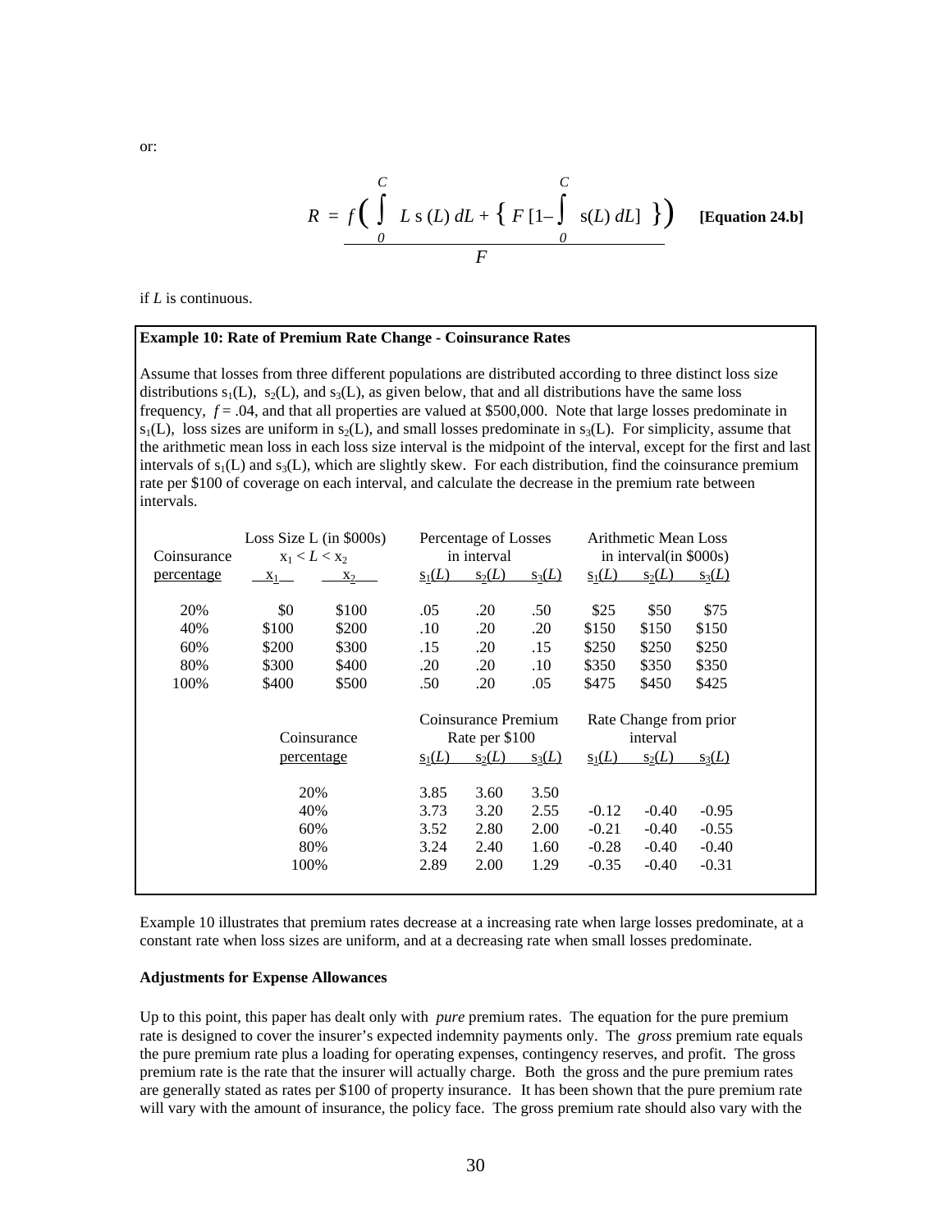or:

$$R = \frac{f\left( \int_0^C L\, s(L)\, dL + \left\{ F\left[1 - \int_0^C s(L)\, dL\right] \right\} \right)}{F} \quad \textbf{[Equation 24.b]}$$

if $L$ is continuous.

**Example 10: Rate of Premium Rate Change - Coinsurance Rates**

Assume that losses from three different populations are distributed according to three distinct loss size distributions $s_1(L)$, $s_2(L)$, and $s_3(L)$, as given below, that and all distributions have the same loss frequency, $f = .04$, and that all properties are valued at \$500,000. Note that large losses predominate in $s_1(L)$, loss sizes are uniform in $s_2(L)$, and small losses predominate in $s_3(L)$. For simplicity, assume that the arithmetic mean loss in each loss size interval is the midpoint of the interval, except for the first and last intervals of $s_1(L)$ and $s_3(L)$, which are slightly skew. For each distribution, find the coinsurance premium rate per \$100 of coverage on each interval, and calculate the decrease in the premium rate between intervals.

| Coinsurance | Loss Size L (in \$000s) $x_1 < L < x_2$ | | Percentage of Losses in interval | | | Arithmetic Mean Loss in interval(in \$000s) | | |
|---|---|---|---|---|---|---|---|---|
| percentage | $x_1$ | $x_2$ | $s_1(L)$ | $s_2(L)$ | $s_3(L)$ | $s_1(L)$ | $s_2(L)$ | $s_3(L)$ |
| 20% | \$0 | \$100 | .05 | .20 | .50 | \$25 | \$50 | \$75 |
| 40% | \$100 | \$200 | .10 | .20 | .20 | \$150 | \$150 | \$150 |
| 60% | \$200 | \$300 | .15 | .20 | .15 | \$250 | \$250 | \$250 |
| 80% | \$300 | \$400 | .20 | .20 | .10 | \$350 | \$350 | \$350 |
| 100% | \$400 | \$500 | .50 | .20 | .05 | \$475 | \$450 | \$425 |

| Coinsurance | Coinsurance Premium Rate per \$100 | | | Rate Change from prior interval | | |
|---|---|---|---|---|---|---|
| percentage | $s_1(L)$ | $s_2(L)$ | $s_3(L)$ | $s_1(L)$ | $s_2(L)$ | $s_3(L)$ |
| 20% | 3.85 | 3.60 | 3.50 | | | |
| 40% | 3.73 | 3.20 | 2.55 | -0.12 | -0.40 | -0.95 |
| 60% | 3.52 | 2.80 | 2.00 | -0.21 | -0.40 | -0.55 |
| 80% | 3.24 | 2.40 | 1.60 | -0.28 | -0.40 | -0.40 |
| 100% | 2.89 | 2.00 | 1.29 | -0.35 | -0.40 | -0.31 |

Example 10 illustrates that premium rates decrease at a increasing rate when large losses predominate, at a constant rate when loss sizes are uniform, and at a decreasing rate when small losses predominate.

**Adjustments for Expense Allowances**

Up to this point, this paper has dealt only with *pure* premium rates. The equation for the pure premium rate is designed to cover the insurer's expected indemnity payments only. The *gross* premium rate equals the pure premium rate plus a loading for operating expenses, contingency reserves, and profit. The gross premium rate is the rate that the insurer will actually charge. Both the gross and the pure premium rates are generally stated as rates per \$100 of property insurance. It has been shown that the pure premium rate will vary with the amount of insurance, the policy face. The gross premium rate should also vary with the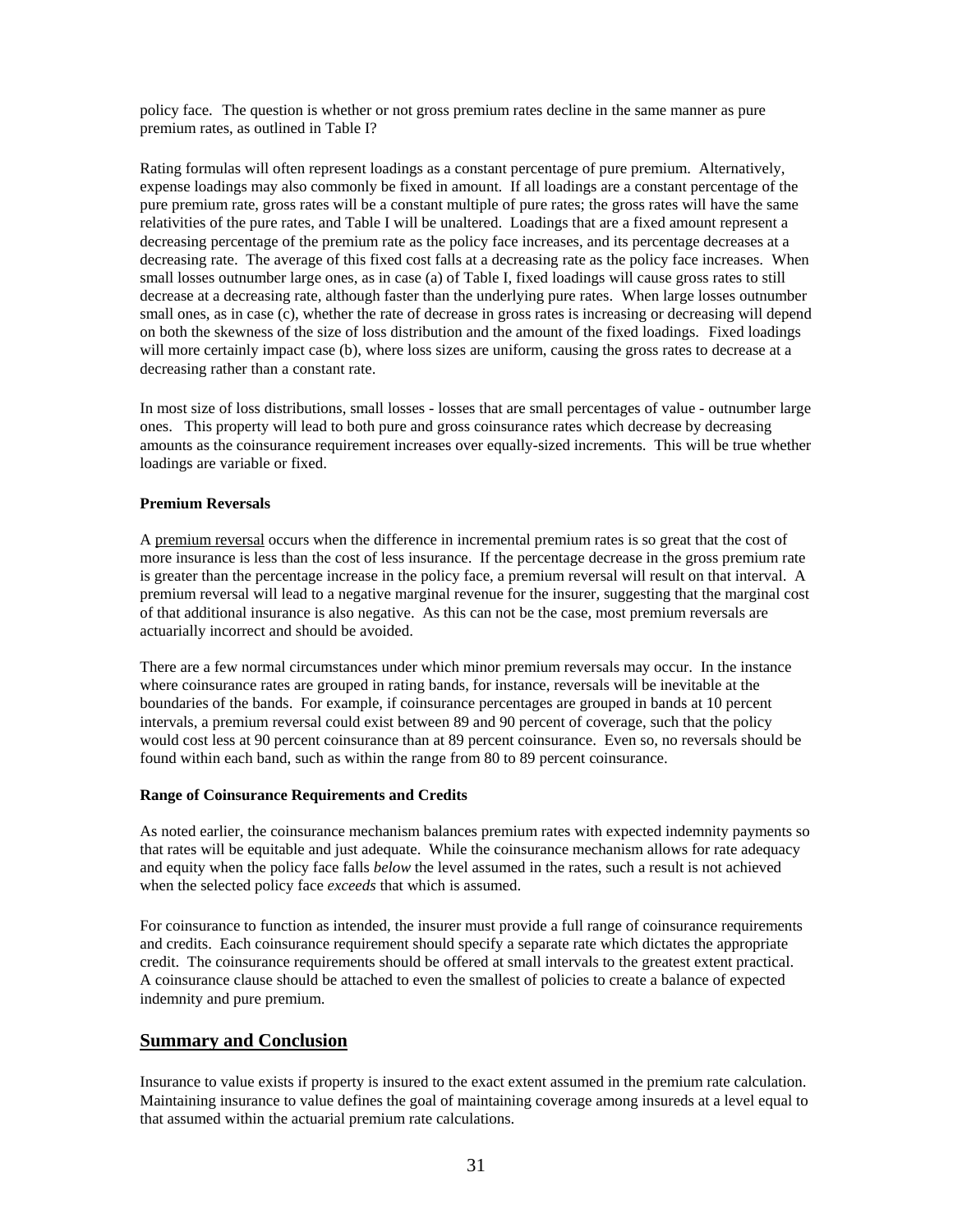policy face. The question is whether or not gross premium rates decline in the same manner as pure premium rates, as outlined in Table I?

Rating formulas will often represent loadings as a constant percentage of pure premium. Alternatively, expense loadings may also commonly be fixed in amount. If all loadings are a constant percentage of the pure premium rate, gross rates will be a constant multiple of pure rates; the gross rates will have the same relativities of the pure rates, and Table I will be unaltered. Loadings that are a fixed amount represent a decreasing percentage of the premium rate as the policy face increases, and its percentage decreases at a decreasing rate. The average of this fixed cost falls at a decreasing rate as the policy face increases. When small losses outnumber large ones, as in case (a) of Table I, fixed loadings will cause gross rates to still decrease at a decreasing rate, although faster than the underlying pure rates. When large losses outnumber small ones, as in case (c), whether the rate of decrease in gross rates is increasing or decreasing will depend on both the skewness of the size of loss distribution and the amount of the fixed loadings. Fixed loadings will more certainly impact case (b), where loss sizes are uniform, causing the gross rates to decrease at a decreasing rather than a constant rate.

In most size of loss distributions, small losses - losses that are small percentages of value - outnumber large ones. This property will lead to both pure and gross coinsurance rates which decrease by decreasing amounts as the coinsurance requirement increases over equally-sized increments. This will be true whether loadings are variable or fixed.

**Premium Reversals**

A premium reversal occurs when the difference in incremental premium rates is so great that the cost of more insurance is less than the cost of less insurance. If the percentage decrease in the gross premium rate is greater than the percentage increase in the policy face, a premium reversal will result on that interval. A premium reversal will lead to a negative marginal revenue for the insurer, suggesting that the marginal cost of that additional insurance is also negative. As this can not be the case, most premium reversals are actuarially incorrect and should be avoided.

There are a few normal circumstances under which minor premium reversals may occur. In the instance where coinsurance rates are grouped in rating bands, for instance, reversals will be inevitable at the boundaries of the bands. For example, if coinsurance percentages are grouped in bands at 10 percent intervals, a premium reversal could exist between 89 and 90 percent of coverage, such that the policy would cost less at 90 percent coinsurance than at 89 percent coinsurance. Even so, no reversals should be found within each band, such as within the range from 80 to 89 percent coinsurance.

**Range of Coinsurance Requirements and Credits**

As noted earlier, the coinsurance mechanism balances premium rates with expected indemnity payments so that rates will be equitable and just adequate. While the coinsurance mechanism allows for rate adequacy and equity when the policy face falls *below* the level assumed in the rates, such a result is not achieved when the selected policy face *exceeds* that which is assumed.

For coinsurance to function as intended, the insurer must provide a full range of coinsurance requirements and credits. Each coinsurance requirement should specify a separate rate which dictates the appropriate credit. The coinsurance requirements should be offered at small intervals to the greatest extent practical. A coinsurance clause should be attached to even the smallest of policies to create a balance of expected indemnity and pure premium.

## Summary and Conclusion

Insurance to value exists if property is insured to the exact extent assumed in the premium rate calculation. Maintaining insurance to value defines the goal of maintaining coverage among insureds at a level equal to that assumed within the actuarial premium rate calculations.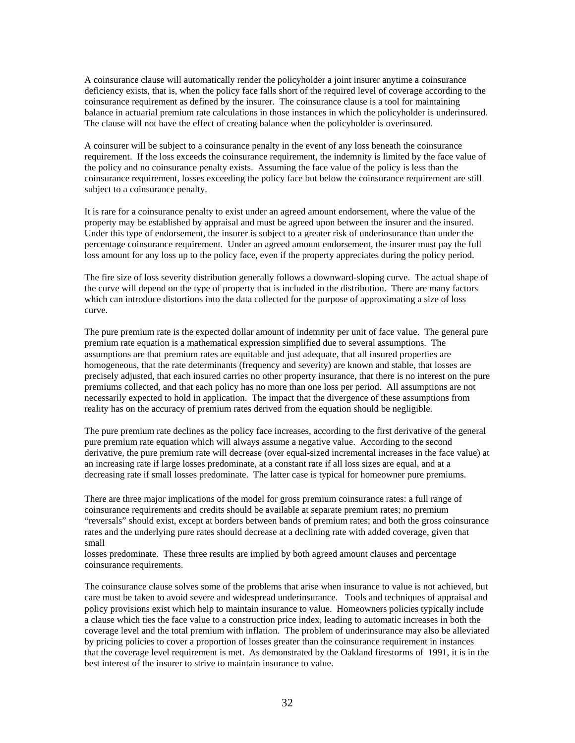A coinsurance clause will automatically render the policyholder a joint insurer anytime a coinsurance deficiency exists, that is, when the policy face falls short of the required level of coverage according to the coinsurance requirement as defined by the insurer. The coinsurance clause is a tool for maintaining balance in actuarial premium rate calculations in those instances in which the policyholder is underinsured. The clause will not have the effect of creating balance when the policyholder is overinsured.

A coinsurer will be subject to a coinsurance penalty in the event of any loss beneath the coinsurance requirement. If the loss exceeds the coinsurance requirement, the indemnity is limited by the face value of the policy and no coinsurance penalty exists. Assuming the face value of the policy is less than the coinsurance requirement, losses exceeding the policy face but below the coinsurance requirement are still subject to a coinsurance penalty.

It is rare for a coinsurance penalty to exist under an agreed amount endorsement, where the value of the property may be established by appraisal and must be agreed upon between the insurer and the insured. Under this type of endorsement, the insurer is subject to a greater risk of underinsurance than under the percentage coinsurance requirement. Under an agreed amount endorsement, the insurer must pay the full loss amount for any loss up to the policy face, even if the property appreciates during the policy period.

The fire size of loss severity distribution generally follows a downward-sloping curve. The actual shape of the curve will depend on the type of property that is included in the distribution. There are many factors which can introduce distortions into the data collected for the purpose of approximating a size of loss curve.

The pure premium rate is the expected dollar amount of indemnity per unit of face value. The general pure premium rate equation is a mathematical expression simplified due to several assumptions. The assumptions are that premium rates are equitable and just adequate, that all insured properties are homogeneous, that the rate determinants (frequency and severity) are known and stable, that losses are precisely adjusted, that each insured carries no other property insurance, that there is no interest on the pure premiums collected, and that each policy has no more than one loss per period. All assumptions are not necessarily expected to hold in application. The impact that the divergence of these assumptions from reality has on the accuracy of premium rates derived from the equation should be negligible.

The pure premium rate declines as the policy face increases, according to the first derivative of the general pure premium rate equation which will always assume a negative value. According to the second derivative, the pure premium rate will decrease (over equal-sized incremental increases in the face value) at an increasing rate if large losses predominate, at a constant rate if all loss sizes are equal, and at a decreasing rate if small losses predominate. The latter case is typical for homeowner pure premiums.

There are three major implications of the model for gross premium coinsurance rates: a full range of coinsurance requirements and credits should be available at separate premium rates; no premium "reversals" should exist, except at borders between bands of premium rates; and both the gross coinsurance rates and the underlying pure rates should decrease at a declining rate with added coverage, given that small losses predominate. These three results are implied by both agreed amount clauses and percentage coinsurance requirements.

The coinsurance clause solves some of the problems that arise when insurance to value is not achieved, but care must be taken to avoid severe and widespread underinsurance. Tools and techniques of appraisal and policy provisions exist which help to maintain insurance to value. Homeowners policies typically include a clause which ties the face value to a construction price index, leading to automatic increases in both the coverage level and the total premium with inflation. The problem of underinsurance may also be alleviated by pricing policies to cover a proportion of losses greater than the coinsurance requirement in instances that the coverage level requirement is met. As demonstrated by the Oakland firestorms of 1991, it is in the best interest of the insurer to strive to maintain insurance to value.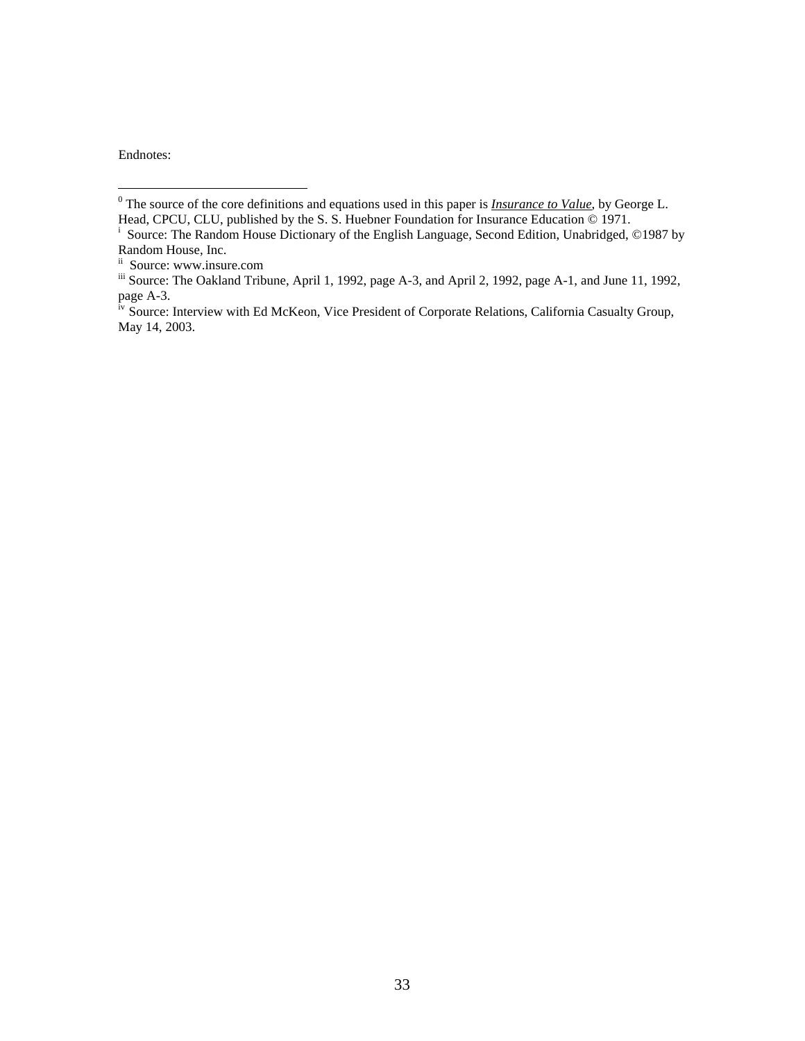Endnotes:

---

[0] The source of the core definitions and equations used in this paper is ***Insurance to Value***, by George L. Head, CPCU, CLU, published by the S. S. Huebner Foundation for Insurance Education © 1971.

[i] Source: The Random House Dictionary of the English Language, Second Edition, Unabridged, ©1987 by Random House, Inc.

[ii] Source: www.insure.com

[iii] Source: The Oakland Tribune, April 1, 1992, page A-3, and April 2, 1992, page A-1, and June 11, 1992, page A-3.

[iv] Source: Interview with Ed McKeon, Vice President of Corporate Relations, California Casualty Group, May 14, 2003.